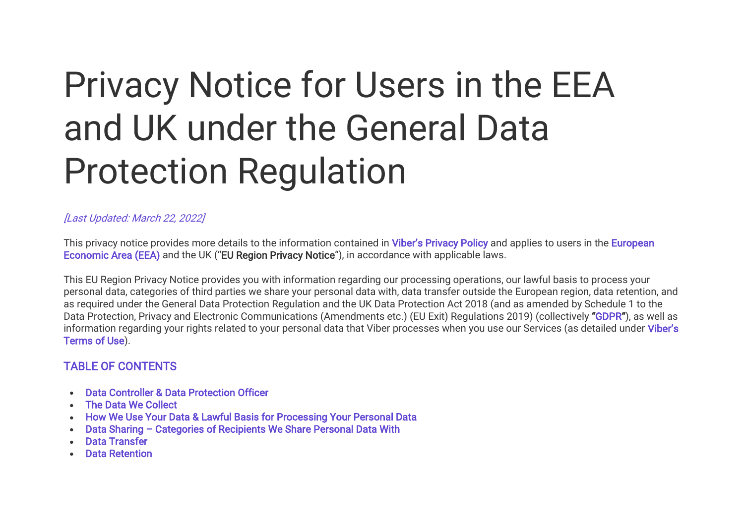# Privacy Notice for Users in the EEA and UK under the General Data Protection Regulation

*[Last Updated: March 22, 2022]*

This privacy notice provides more details to the information contained in Viber's Privacy Policy and applies to users in the European Economic Area (EEA) and the UK ("**EU Region Privacy Notice**"), in accordance with applicable laws.

This EU Region Privacy Notice provides you with information regarding our processing operations, our lawful basis to process your personal data, categories of third parties we share your personal data with, data transfer outside the European region, data retention, and as required under the General Data Protection Regulation and the UK Data Protection Act 2018 (and as amended by Schedule 1 to the Data Protection, Privacy and Electronic Communications (Amendments etc.) (EU Exit) Regulations 2019) (collectively **"GDPR"**), as well as information regarding your rights related to your personal data that Viber processes when you use our Services (as detailed under Viber's Terms of Use).

## TABLE OF CONTENTS

- Data Controller & Data Protection Officer
- The Data We Collect
- How We Use Your Data & Lawful Basis for Processing Your Personal Data
- Data Sharing – Categories of Recipients We Share Personal Data With
- Data Transfer
- Data Retention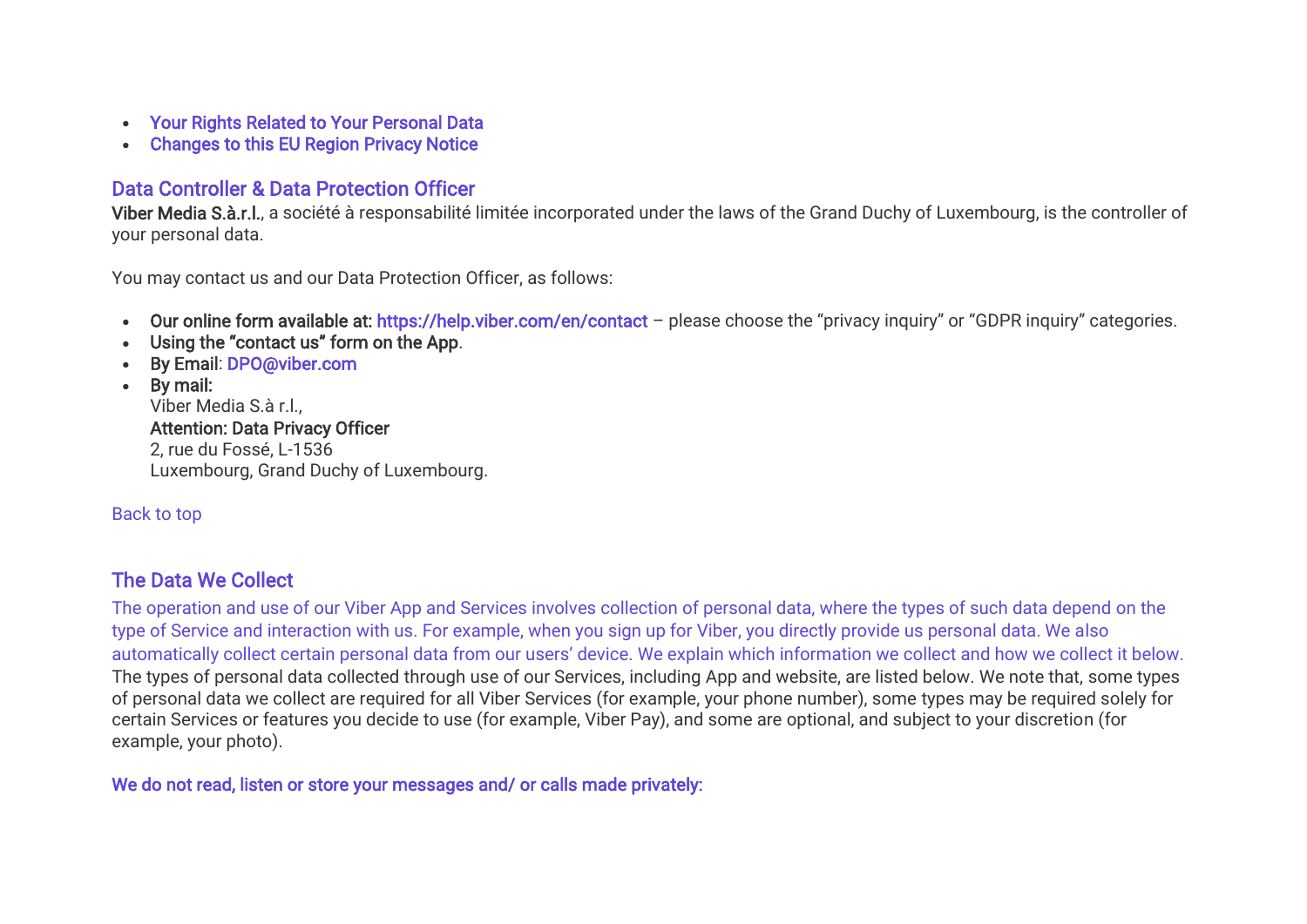- Your Rights Related to Your Personal Data
- Changes to this EU Region Privacy Notice

## Data Controller & Data Protection Officer

**Viber Media S.à.r.l.**, a société à responsabilité limitée incorporated under the laws of the Grand Duchy of Luxembourg, is the controller of your personal data.

You may contact us and our Data Protection Officer, as follows:

- **Our online form available at:** https://help.viber.com/en/contact – please choose the "privacy inquiry" or "GDPR inquiry" categories.
- **Using the "contact us" form on the App**.
- **By Email**: DPO@viber.com
- **By mail:**
  Viber Media S.à r.l.,
  **Attention: Data Privacy Officer**
  2, rue du Fossé, L-1536
  Luxembourg, Grand Duchy of Luxembourg.

Back to top

## The Data We Collect

The operation and use of our Viber App and Services involves collection of personal data, where the types of such data depend on the type of Service and interaction with us. For example, when you sign up for Viber, you directly provide us personal data. We also automatically collect certain personal data from our users' device. We explain which information we collect and how we collect it below. The types of personal data collected through use of our Services, including App and website, are listed below. We note that, some types of personal data we collect are required for all Viber Services (for example, your phone number), some types may be required solely for certain Services or features you decide to use (for example, Viber Pay), and some are optional, and subject to your discretion (for example, your photo).

**We do not read, listen or store your messages and/ or calls made privately:**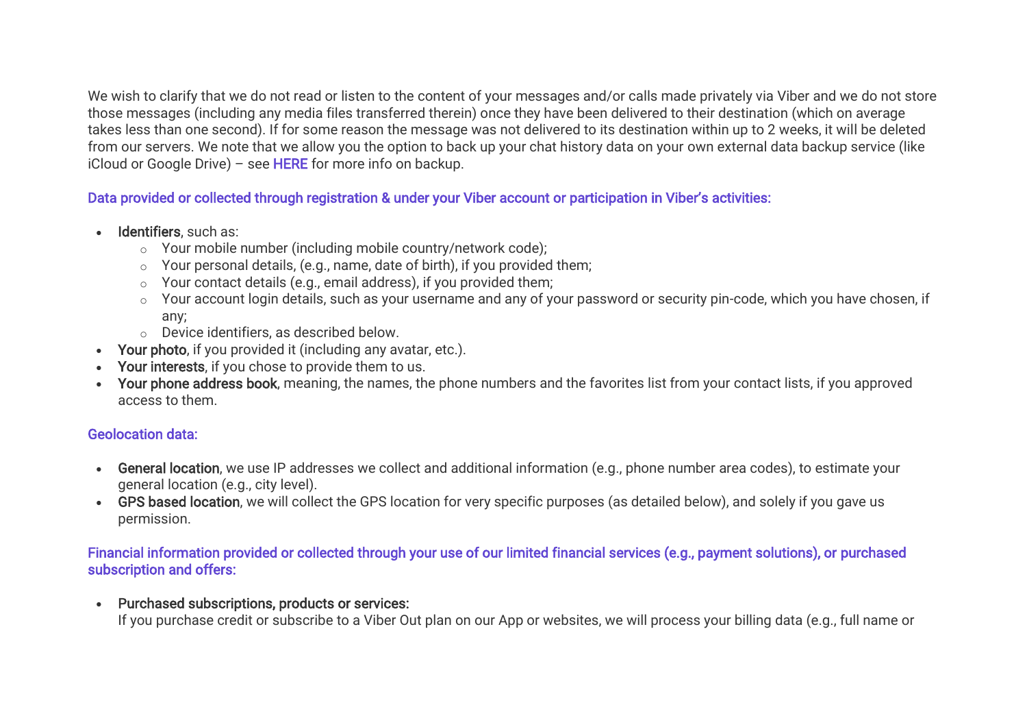We wish to clarify that we do not read or listen to the content of your messages and/or calls made privately via Viber and we do not store those messages (including any media files transferred therein) once they have been delivered to their destination (which on average takes less than one second). If for some reason the message was not delivered to its destination within up to 2 weeks, it will be deleted from our servers. We note that we allow you the option to back up your chat history data on your own external data backup service (like iCloud or Google Drive) – see HERE for more info on backup.

### Data provided or collected through registration & under your Viber account or participation in Viber's activities:

- **Identifiers**, such as:
  - Your mobile number (including mobile country/network code);
  - Your personal details, (e.g., name, date of birth), if you provided them;
  - Your contact details (e.g., email address), if you provided them;
  - Your account login details, such as your username and any of your password or security pin-code, which you have chosen, if any;
  - Device identifiers, as described below.
- **Your photo**, if you provided it (including any avatar, etc.).
- **Your interests**, if you chose to provide them to us.
- **Your phone address book**, meaning, the names, the phone numbers and the favorites list from your contact lists, if you approved access to them.

### Geolocation data:

- **General location**, we use IP addresses we collect and additional information (e.g., phone number area codes), to estimate your general location (e.g., city level).
- **GPS based location**, we will collect the GPS location for very specific purposes (as detailed below), and solely if you gave us permission.

### Financial information provided or collected through your use of our limited financial services (e.g., payment solutions), or purchased subscription and offers:

- **Purchased subscriptions, products or services:**
  If you purchase credit or subscribe to a Viber Out plan on our App or websites, we will process your billing data (e.g., full name or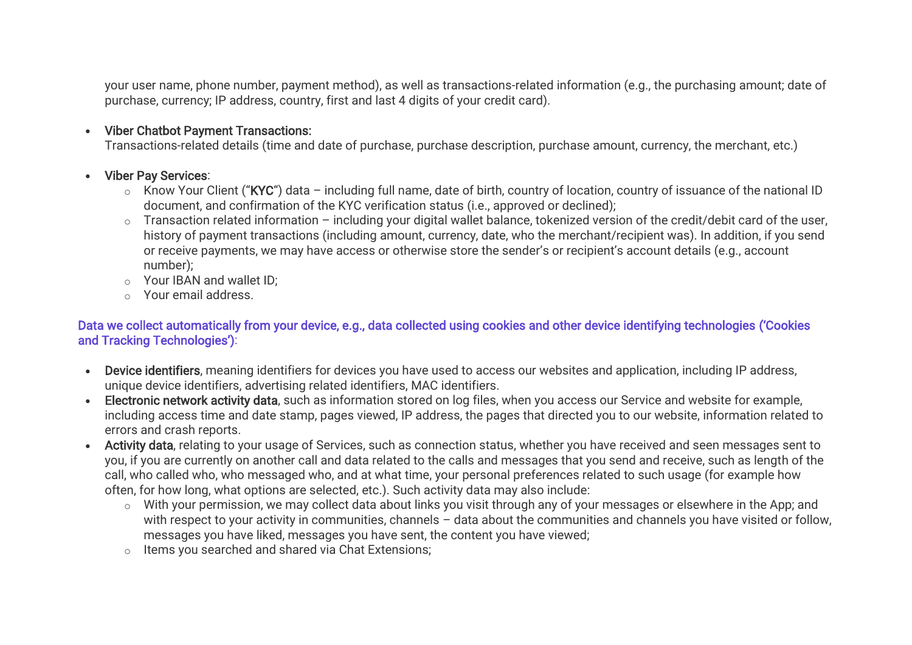your user name, phone number, payment method), as well as transactions-related information (e.g., the purchasing amount; date of purchase, currency; IP address, country, first and last 4 digits of your credit card).

- **Viber Chatbot Payment Transactions:**
  Transactions-related details (time and date of purchase, purchase description, purchase amount, currency, the merchant, etc.)

- **Viber Pay Services**:
  - Know Your Client ("**KYC**") data – including full name, date of birth, country of location, country of issuance of the national ID document, and confirmation of the KYC verification status (i.e., approved or declined);
  - Transaction related information – including your digital wallet balance, tokenized version of the credit/debit card of the user, history of payment transactions (including amount, currency, date, who the merchant/recipient was). In addition, if you send or receive payments, we may have access or otherwise store the sender's or recipient's account details (e.g., account number);
  - Your IBAN and wallet ID;
  - Your email address.

**Data we collect automatically from your device, e.g., data collected using cookies and other device identifying technologies ('Cookies and Tracking Technologies')**:

- **Device identifiers**, meaning identifiers for devices you have used to access our websites and application, including IP address, unique device identifiers, advertising related identifiers, MAC identifiers.
- **Electronic network activity data**, such as information stored on log files, when you access our Service and website for example, including access time and date stamp, pages viewed, IP address, the pages that directed you to our website, information related to errors and crash reports.
- **Activity data**, relating to your usage of Services, such as connection status, whether you have received and seen messages sent to you, if you are currently on another call and data related to the calls and messages that you send and receive, such as length of the call, who called who, who messaged who, and at what time, your personal preferences related to such usage (for example how often, for how long, what options are selected, etc.). Such activity data may also include:
  - With your permission, we may collect data about links you visit through any of your messages or elsewhere in the App; and with respect to your activity in communities, channels – data about the communities and channels you have visited or follow, messages you have liked, messages you have sent, the content you have viewed;
  - Items you searched and shared via Chat Extensions;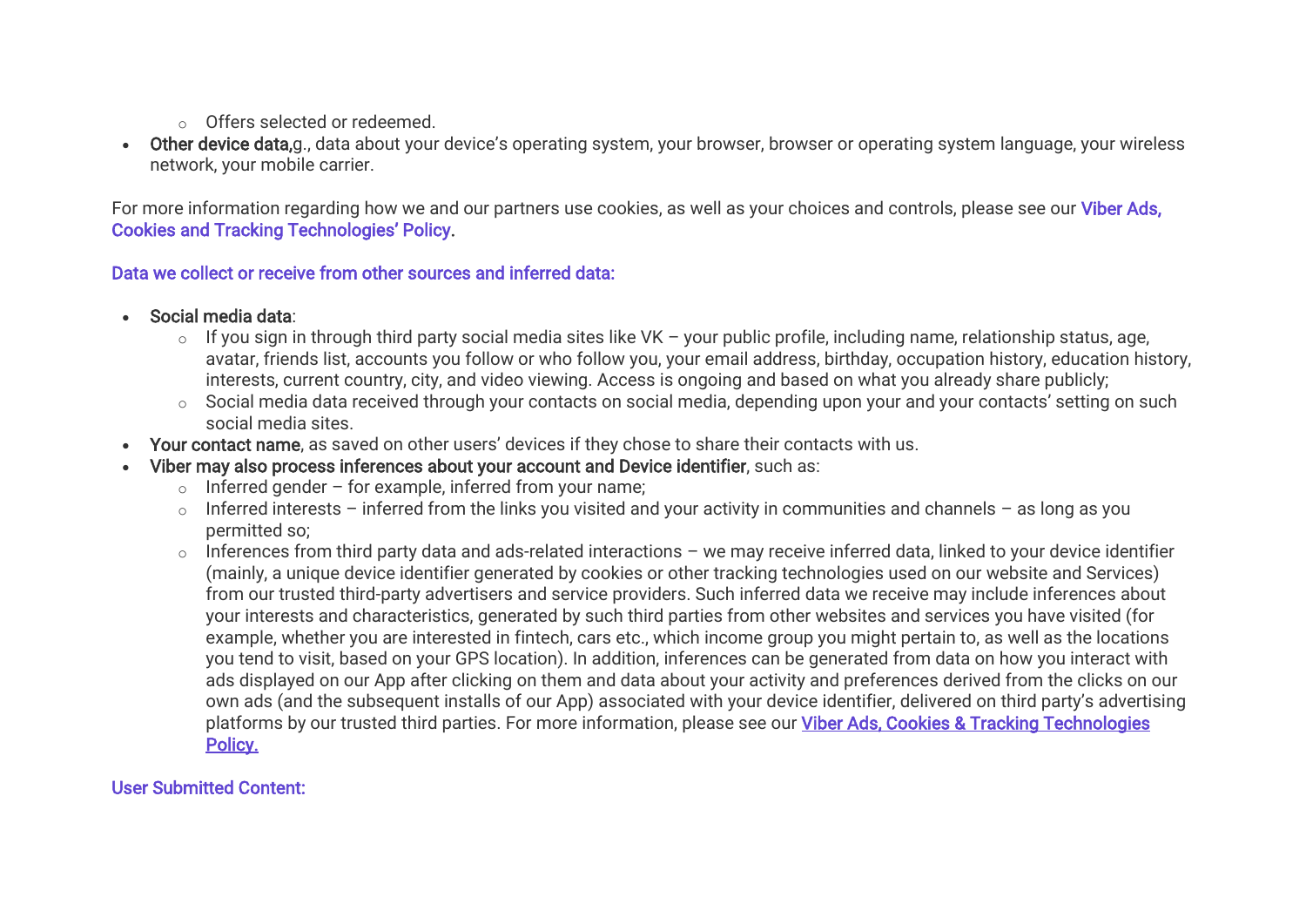- Offers selected or redeemed.
- **Other device data,**g., data about your device's operating system, your browser, browser or operating system language, your wireless network, your mobile carrier.

For more information regarding how we and our partners use cookies, as well as your choices and controls, please see our Viber Ads, Cookies and Tracking Technologies' Policy.

### Data we collect or receive from other sources and inferred data:

- **Social media data**:
    - If you sign in through third party social media sites like VK – your public profile, including name, relationship status, age, avatar, friends list, accounts you follow or who follow you, your email address, birthday, occupation history, education history, interests, current country, city, and video viewing. Access is ongoing and based on what you already share publicly;
    - Social media data received through your contacts on social media, depending upon your and your contacts' setting on such social media sites.
- **Your contact name**, as saved on other users' devices if they chose to share their contacts with us.
- **Viber may also process inferences about your account and Device identifier**, such as:
    - Inferred gender – for example, inferred from your name;
    - Inferred interests – inferred from the links you visited and your activity in communities and channels – as long as you permitted so;
    - Inferences from third party data and ads-related interactions – we may receive inferred data, linked to your device identifier (mainly, a unique device identifier generated by cookies or other tracking technologies used on our website and Services) from our trusted third-party advertisers and service providers. Such inferred data we receive may include inferences about your interests and characteristics, generated by such third parties from other websites and services you have visited (for example, whether you are interested in fintech, cars etc., which income group you might pertain to, as well as the locations you tend to visit, based on your GPS location). In addition, inferences can be generated from data on how you interact with ads displayed on our App after clicking on them and data about your activity and preferences derived from the clicks on our own ads (and the subsequent installs of our App) associated with your device identifier, delivered on third party's advertising platforms by our trusted third parties. For more information, please see our Viber Ads, Cookies & Tracking Technologies Policy.

### User Submitted Content: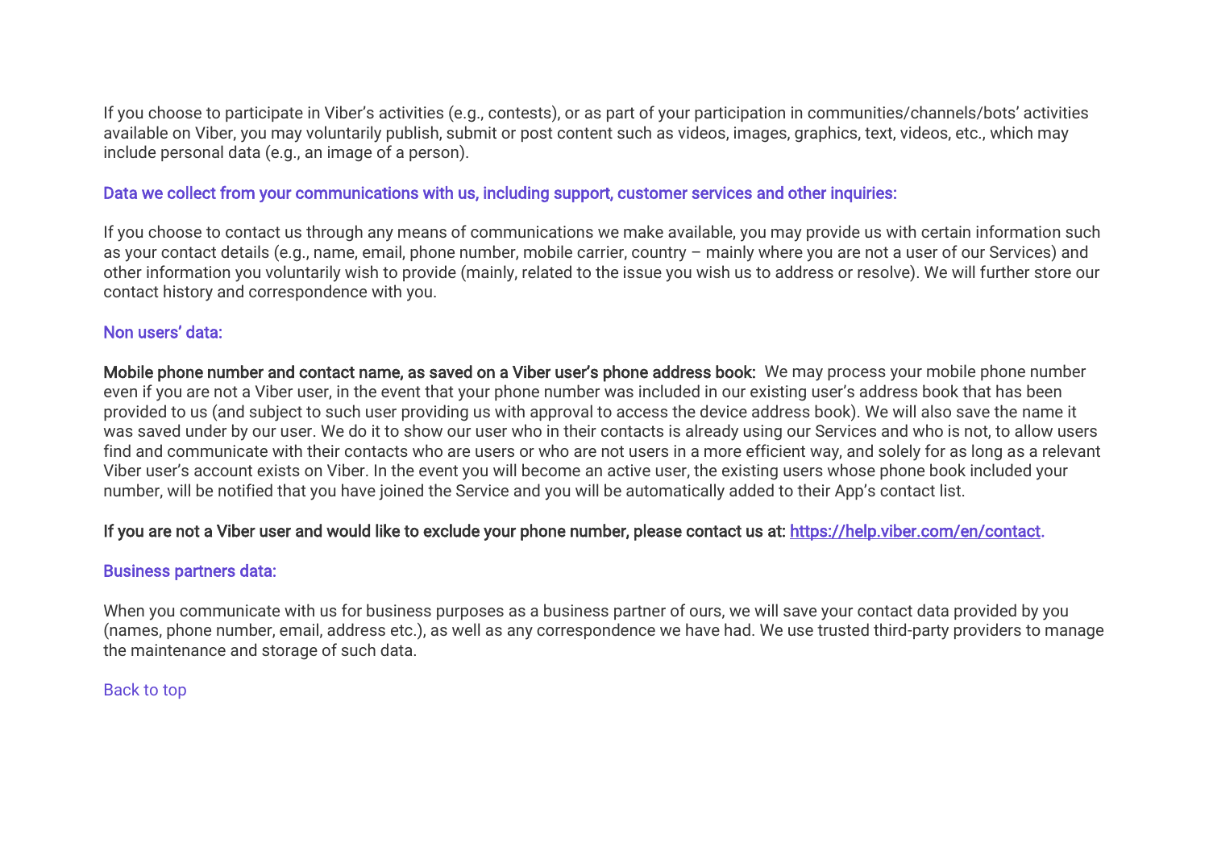If you choose to participate in Viber's activities (e.g., contests), or as part of your participation in communities/channels/bots' activities available on Viber, you may voluntarily publish, submit or post content such as videos, images, graphics, text, videos, etc., which may include personal data (e.g., an image of a person).

### Data we collect from your communications with us, including support, customer services and other inquiries:

If you choose to contact us through any means of communications we make available, you may provide us with certain information such as your contact details (e.g., name, email, phone number, mobile carrier, country – mainly where you are not a user of our Services) and other information you voluntarily wish to provide (mainly, related to the issue you wish us to address or resolve). We will further store our contact history and correspondence with you.

### Non users' data:

**Mobile phone number and contact name, as saved on a Viber user's phone address book:** We may process your mobile phone number even if you are not a Viber user, in the event that your phone number was included in our existing user's address book that has been provided to us (and subject to such user providing us with approval to access the device address book). We will also save the name it was saved under by our user. We do it to show our user who in their contacts is already using our Services and who is not, to allow users find and communicate with their contacts who are users or who are not users in a more efficient way, and solely for as long as a relevant Viber user's account exists on Viber. In the event you will become an active user, the existing users whose phone book included your number, will be notified that you have joined the Service and you will be automatically added to their App's contact list.

**If you are not a Viber user and would like to exclude your phone number, please contact us at: [https://help.viber.com/en/contact](https://help.viber.com/en/contact).**

### Business partners data:

When you communicate with us for business purposes as a business partner of ours, we will save your contact data provided by you (names, phone number, email, address etc.), as well as any correspondence we have had. We use trusted third-party providers to manage the maintenance and storage of such data.

Back to top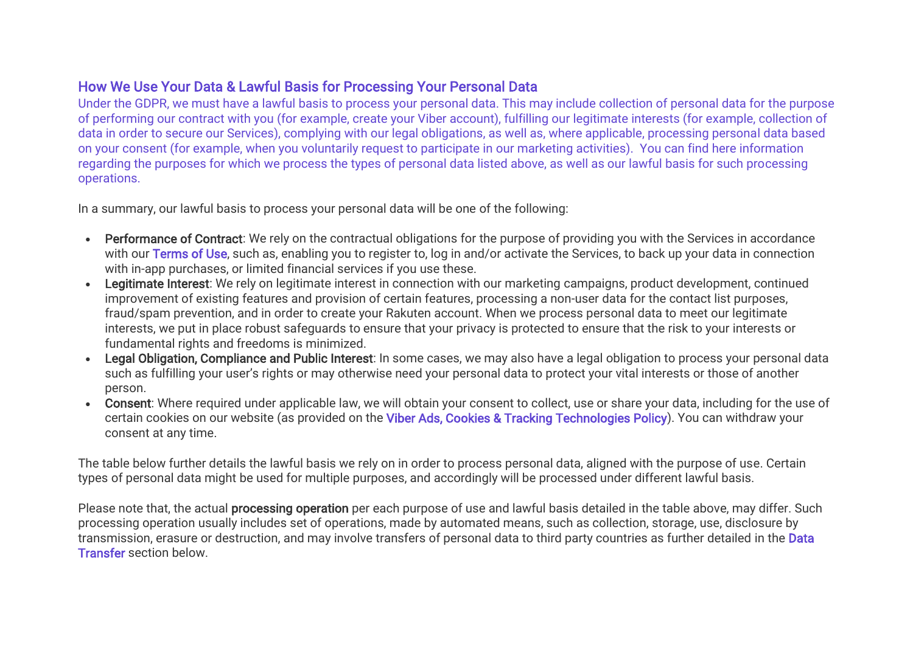## How We Use Your Data & Lawful Basis for Processing Your Personal Data

Under the GDPR, we must have a lawful basis to process your personal data. This may include collection of personal data for the purpose of performing our contract with you (for example, create your Viber account), fulfilling our legitimate interests (for example, collection of data in order to secure our Services), complying with our legal obligations, as well as, where applicable, processing personal data based on your consent (for example, when you voluntarily request to participate in our marketing activities). You can find here information regarding the purposes for which we process the types of personal data listed above, as well as our lawful basis for such processing operations.

In a summary, our lawful basis to process your personal data will be one of the following:

- **Performance of Contract**: We rely on the contractual obligations for the purpose of providing you with the Services in accordance with our Terms of Use, such as, enabling you to register to, log in and/or activate the Services, to back up your data in connection with in-app purchases, or limited financial services if you use these.
- **Legitimate Interest**: We rely on legitimate interest in connection with our marketing campaigns, product development, continued improvement of existing features and provision of certain features, processing a non-user data for the contact list purposes, fraud/spam prevention, and in order to create your Rakuten account. When we process personal data to meet our legitimate interests, we put in place robust safeguards to ensure that your privacy is protected to ensure that the risk to your interests or fundamental rights and freedoms is minimized.
- **Legal Obligation, Compliance and Public Interest**: In some cases, we may also have a legal obligation to process your personal data such as fulfilling your user's rights or may otherwise need your personal data to protect your vital interests or those of another person.
- **Consent**: Where required under applicable law, we will obtain your consent to collect, use or share your data, including for the use of certain cookies on our website (as provided on the Viber Ads, Cookies & Tracking Technologies Policy). You can withdraw your consent at any time.

The table below further details the lawful basis we rely on in order to process personal data, aligned with the purpose of use. Certain types of personal data might be used for multiple purposes, and accordingly will be processed under different lawful basis.

Please note that, the actual **processing operation** per each purpose of use and lawful basis detailed in the table above, may differ. Such processing operation usually includes set of operations, made by automated means, such as collection, storage, use, disclosure by transmission, erasure or destruction, and may involve transfers of personal data to third party countries as further detailed in the Data Transfer section below.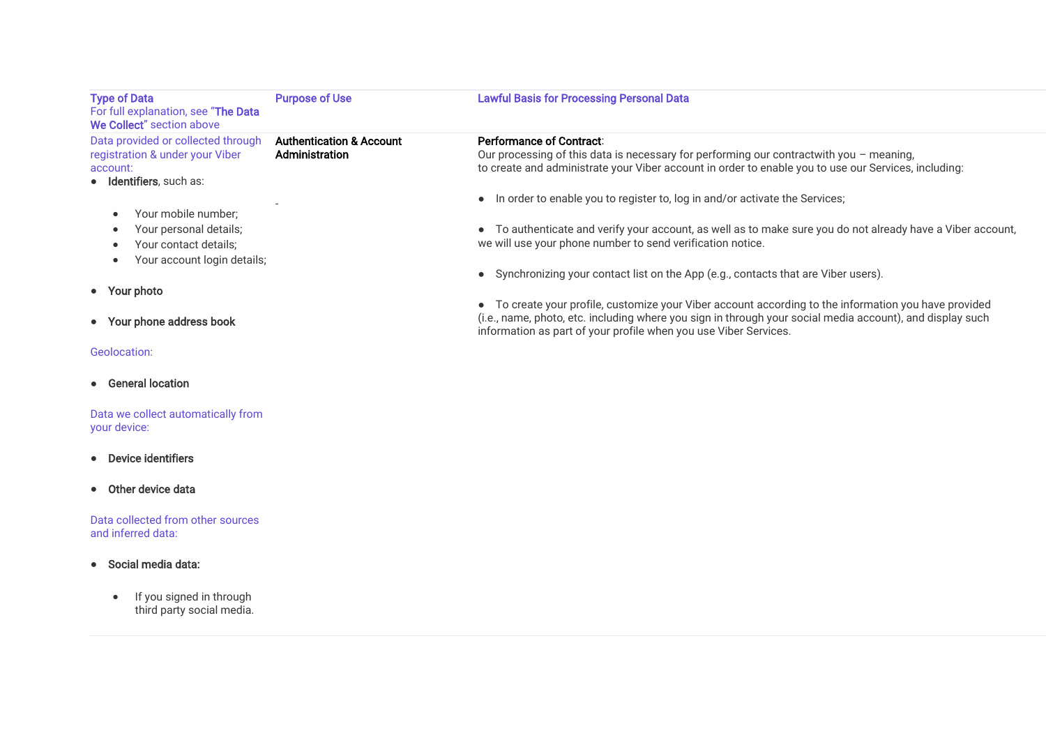| Type of Data<br>For full explanation, see "**The Data We Collect**" section above | Purpose of Use | Lawful Basis for Processing Personal Data |
|---|---|---|
| Data provided or collected through registration & under your Viber account:<br>● **Identifiers**, such as:<br>&nbsp;&nbsp;&nbsp;&nbsp;● Your mobile number;<br>&nbsp;&nbsp;&nbsp;&nbsp;● Your personal details;<br>&nbsp;&nbsp;&nbsp;&nbsp;● Your contact details;<br>&nbsp;&nbsp;&nbsp;&nbsp;● Your account login details;<br>● **Your photo**<br>● **Your phone address book**<br><br>Geolocation:<br>● **General location**<br><br>Data we collect automatically from your device:<br>● **Device identifiers**<br>● **Other device data**<br><br>Data collected from other sources and inferred data:<br>● **Social media data:**<br>&nbsp;&nbsp;&nbsp;&nbsp;● If you signed in through third party social media. | **Authentication & Account Administration** | **Performance of Contract**:<br>Our processing of this data is necessary for performing our contractwith you – meaning, to create and administrate your Viber account in order to enable you to use our Services, including:<br><br>● In order to enable you to register to, log in and/or activate the Services;<br><br>● To authenticate and verify your account, as well as to make sure you do not already have a Viber account, we will use your phone number to send verification notice.<br><br>● Synchronizing your contact list on the App (e.g., contacts that are Viber users).<br><br>● To create your profile, customize your Viber account according to the information you have provided (i.e., name, photo, etc. including where you sign in through your social media account), and display such information as part of your profile when you use Viber Services. |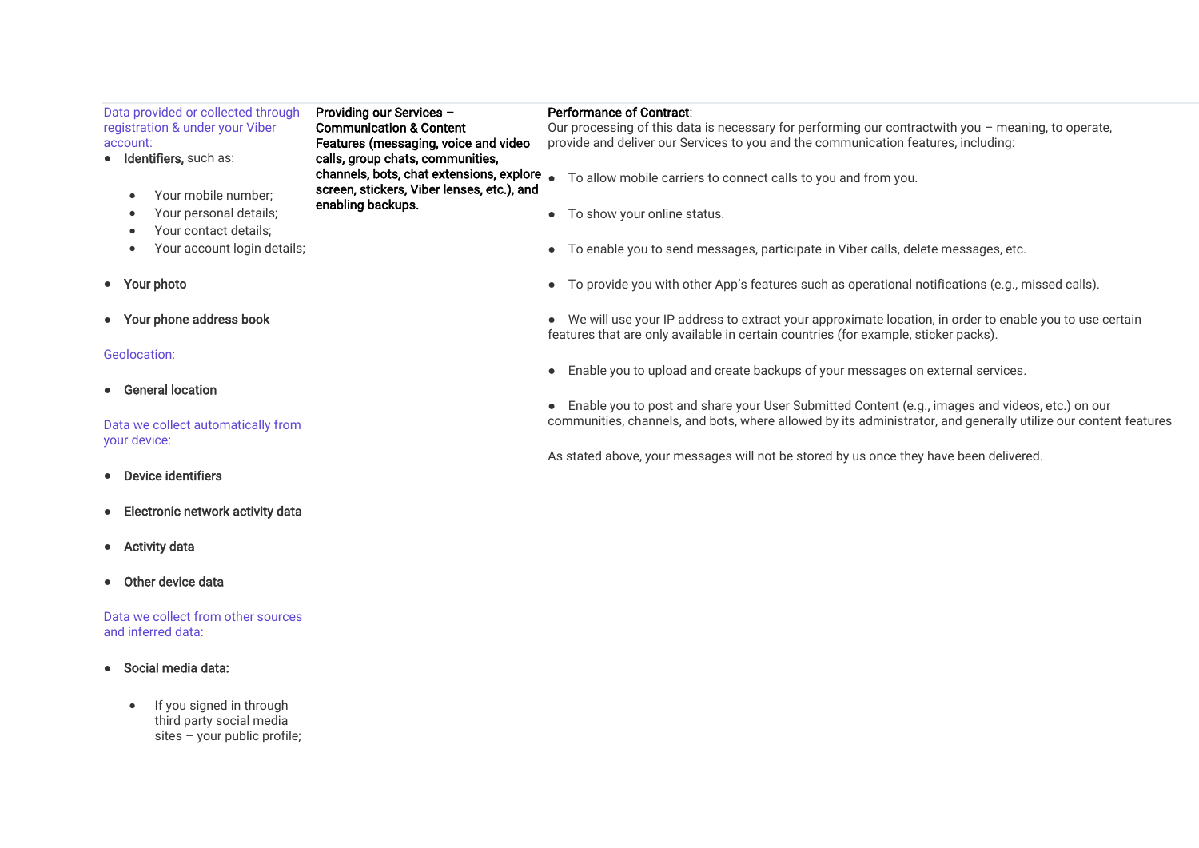| Data provided or collected through registration & under your Viber account:<br>• **Identifiers**, such as:<br>  ◦ Your mobile number;<br>  ◦ Your personal details;<br>  ◦ Your contact details;<br>  ◦ Your account login details;<br>• **Your photo**<br>• **Your phone address book**<br><br>Geolocation:<br>• **General location**<br><br>Data we collect automatically from your device:<br>• **Device identifiers**<br>• **Electronic network activity data**<br>• **Activity data**<br>• **Other device data**<br><br>Data we collect from other sources and inferred data:<br>• **Social media data:**<br>  ◦ If you signed in through third party social media sites – your public profile; | **Providing our Services – Communication & Content Features (messaging, voice and video calls, group chats, communities, channels, bots, chat extensions, explore screen, stickers, Viber lenses, etc.), and enabling backups.** | **Performance of Contract**:<br>Our processing of this data is necessary for performing our contractwith you – meaning, to operate, provide and deliver our Services to you and the communication features, including:<br>• To allow mobile carriers to connect calls to you and from you.<br>• To show your online status.<br>• To enable you to send messages, participate in Viber calls, delete messages, etc.<br>• To provide you with other App's features such as operational notifications (e.g., missed calls).<br>• We will use your IP address to extract your approximate location, in order to enable you to use certain features that are only available in certain countries (for example, sticker packs).<br>• Enable you to upload and create backups of your messages on external services.<br>• Enable you to post and share your User Submitted Content (e.g., images and videos, etc.) on our communities, channels, and bots, where allowed by its administrator, and generally utilize our content features<br><br>As stated above, your messages will not be stored by us once they have been delivered. |
|---|---|---|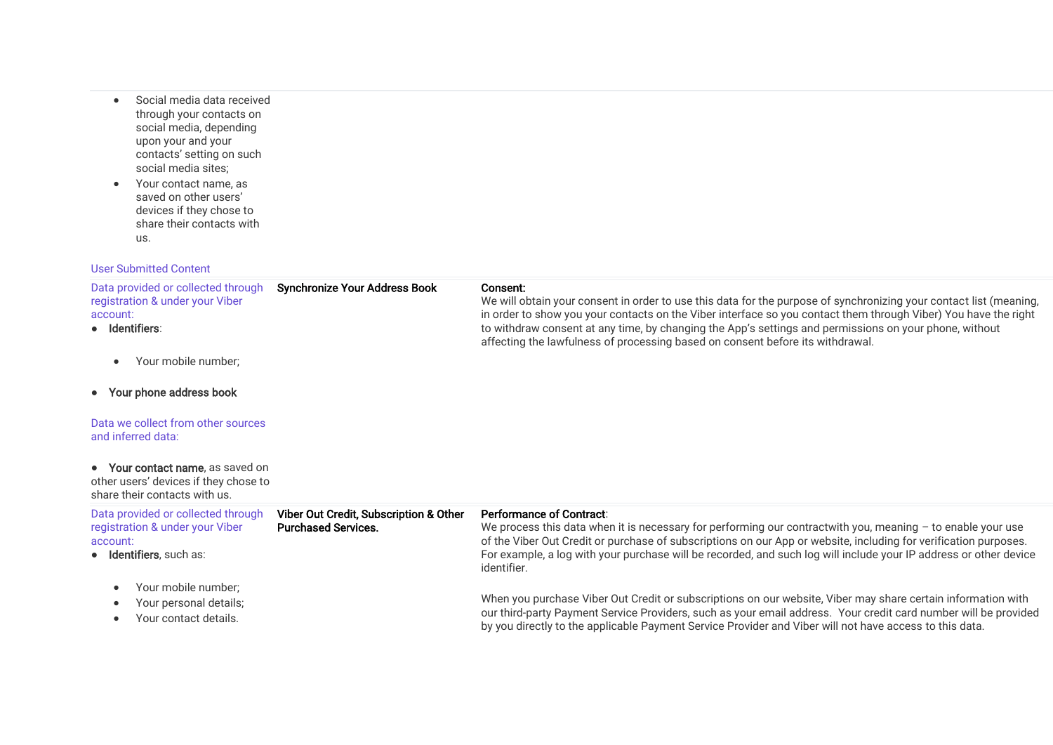| | | |
|---|---|---|
| • Social media data received through your contacts on social media, depending upon your and your contacts' setting on such social media sites;<br>• Your contact name, as saved on other users' devices if they chose to share their contacts with us.<br><br>User Submitted Content | | |
| Data provided or collected through registration & under your Viber account:<br>• **Identifiers**:<br>  • Your mobile number;<br>• **Your phone address book**<br><br>Data we collect from other sources and inferred data:<br><br>• **Your contact name**, as saved on other users' devices if they chose to share their contacts with us. | **Synchronize Your Address Book** | **Consent:**<br>We will obtain your consent in order to use this data for the purpose of synchronizing your contact list (meaning, in order to show you your contacts on the Viber interface so you contact them through Viber) You have the right to withdraw consent at any time, by changing the App's settings and permissions on your phone, without affecting the lawfulness of processing based on consent before its withdrawal. |
| Data provided or collected through registration & under your Viber account:<br>• **Identifiers**, such as:<br>  • Your mobile number;<br>  • Your personal details;<br>  • Your contact details. | **Viber Out Credit, Subscription & Other Purchased Services.** | **Performance of Contract**:<br>We process this data when it is necessary for performing our contractwith you, meaning – to enable your use of the Viber Out Credit or purchase of subscriptions on our App or website, including for verification purposes. For example, a log with your purchase will be recorded, and such log will include your IP address or other device identifier.<br><br>When you purchase Viber Out Credit or subscriptions on our website, Viber may share certain information with our third-party Payment Service Providers, such as your email address. Your credit card number will be provided by you directly to the applicable Payment Service Provider and Viber will not have access to this data. |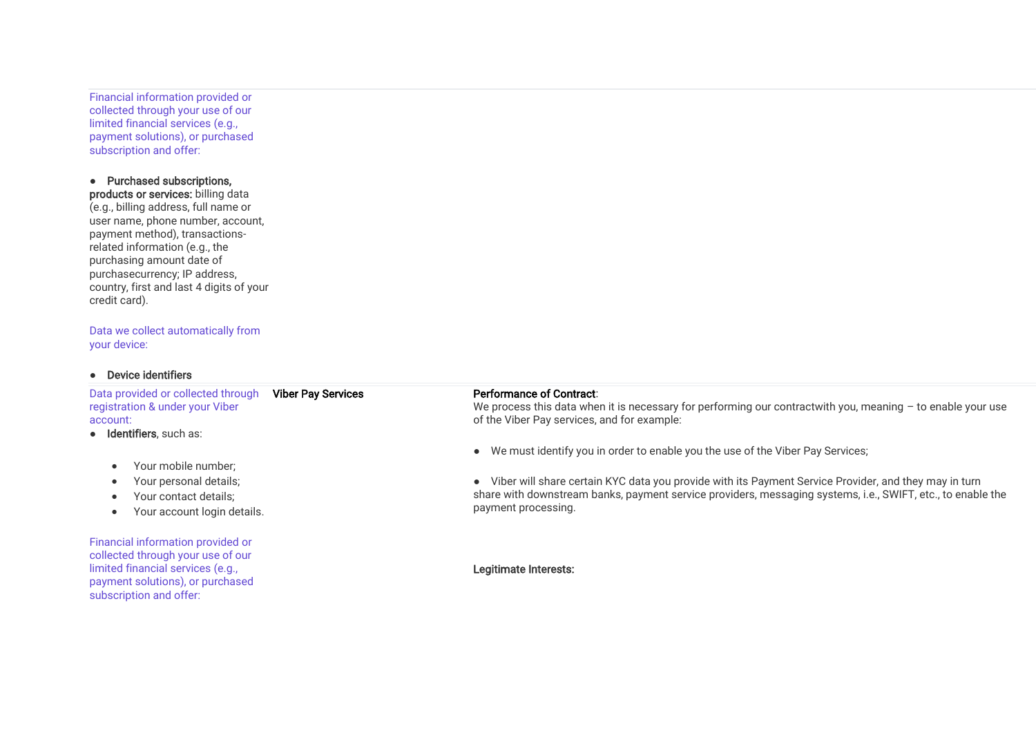| | | |
|---|---|---|
| Financial information provided or collected through your use of our limited financial services (e.g., payment solutions), or purchased subscription and offer:<br><br>● **Purchased subscriptions, products or services:** billing data (e.g., billing address, full name or user name, phone number, account, payment method), transactions-related information (e.g., the purchasing amount date of purchasecurrency; IP address, country, first and last 4 digits of your credit card).<br><br>Data we collect automatically from your device:<br><br>● **Device identifiers** | | |
| Data provided or collected through registration & under your Viber account:<br>● **Identifiers**, such as:<br><br>• Your mobile number;<br>• Your personal details;<br>• Your contact details;<br>• Your account login details.<br><br>Financial information provided or collected through your use of our limited financial services (e.g., payment solutions), or purchased subscription and offer: | **Viber Pay Services** | **Performance of Contract**:<br>We process this data when it is necessary for performing our contractwith you, meaning – to enable your use of the Viber Pay services, and for example:<br><br>● We must identify you in order to enable you the use of the Viber Pay Services;<br><br>● Viber will share certain KYC data you provide with its Payment Service Provider, and they may in turn share with downstream banks, payment service providers, messaging systems, i.e., SWIFT, etc., to enable the payment processing.<br><br>**Legitimate Interests:** |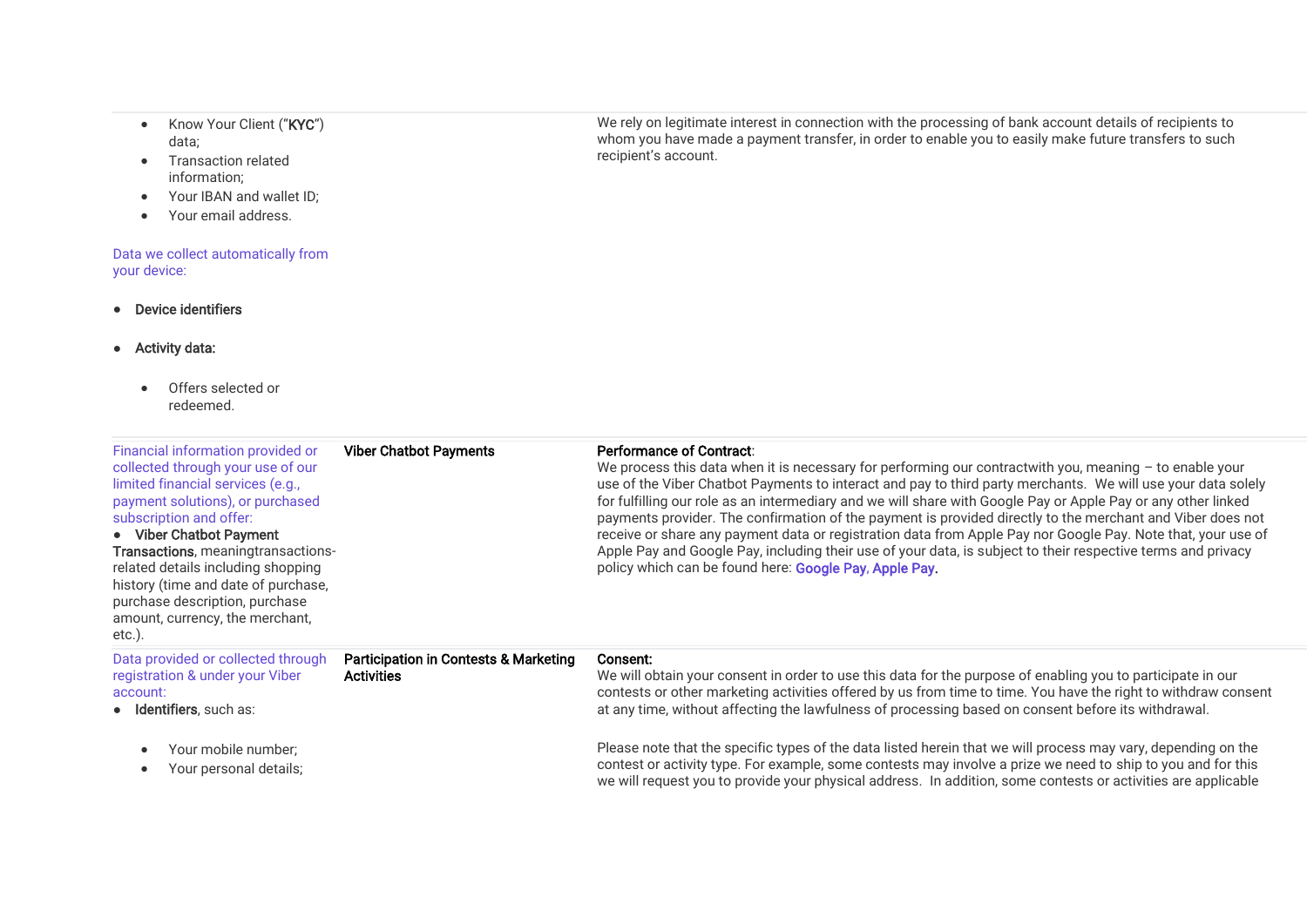| | | |
|---|---|---|
| • Know Your Client ("**KYC**") data;<br>• Transaction related information;<br>• Your IBAN and wallet ID;<br>• Your email address.<br><br>Data we collect automatically from your device:<br><br>• **Device identifiers**<br><br>• **Activity data:**<br><br>• Offers selected or redeemed. | | We rely on legitimate interest in connection with the processing of bank account details of recipients to whom you have made a payment transfer, in order to enable you to easily make future transfers to such recipient's account. |
| Financial information provided or collected through your use of our limited financial services (e.g., payment solutions), or purchased subscription and offer:<br>• **Viber Chatbot Payment Transactions**, meaningtransactions-related details including shopping history (time and date of purchase, purchase description, purchase amount, currency, the merchant, etc.). | **Viber Chatbot Payments** | **Performance of Contract**:<br>We process this data when it is necessary for performing our contractwith you, meaning – to enable your use of the Viber Chatbot Payments to interact and pay to third party merchants. We will use your data solely for fulfilling our role as an intermediary and we will share with Google Pay or Apple Pay or any other linked payments provider. The confirmation of the payment is provided directly to the merchant and Viber does not receive or share any payment data or registration data from Apple Pay nor Google Pay. Note that, your use of Apple Pay and Google Pay, including their use of your data, is subject to their respective terms and privacy policy which can be found here: **Google Pay**, **Apple Pay.** |
| Data provided or collected through registration & under your Viber account:<br>• **Identifiers**, such as:<br><br>• Your mobile number;<br>• Your personal details; | **Participation in Contests & Marketing Activities** | **Consent:**<br>We will obtain your consent in order to use this data for the purpose of enabling you to participate in our contests or other marketing activities offered by us from time to time. You have the right to withdraw consent at any time, without affecting the lawfulness of processing based on consent before its withdrawal.<br><br>Please note that the specific types of the data listed herein that we will process may vary, depending on the contest or activity type. For example, some contests may involve a prize we need to ship to you and for this we will request you to provide your physical address. In addition, some contests or activities are applicable |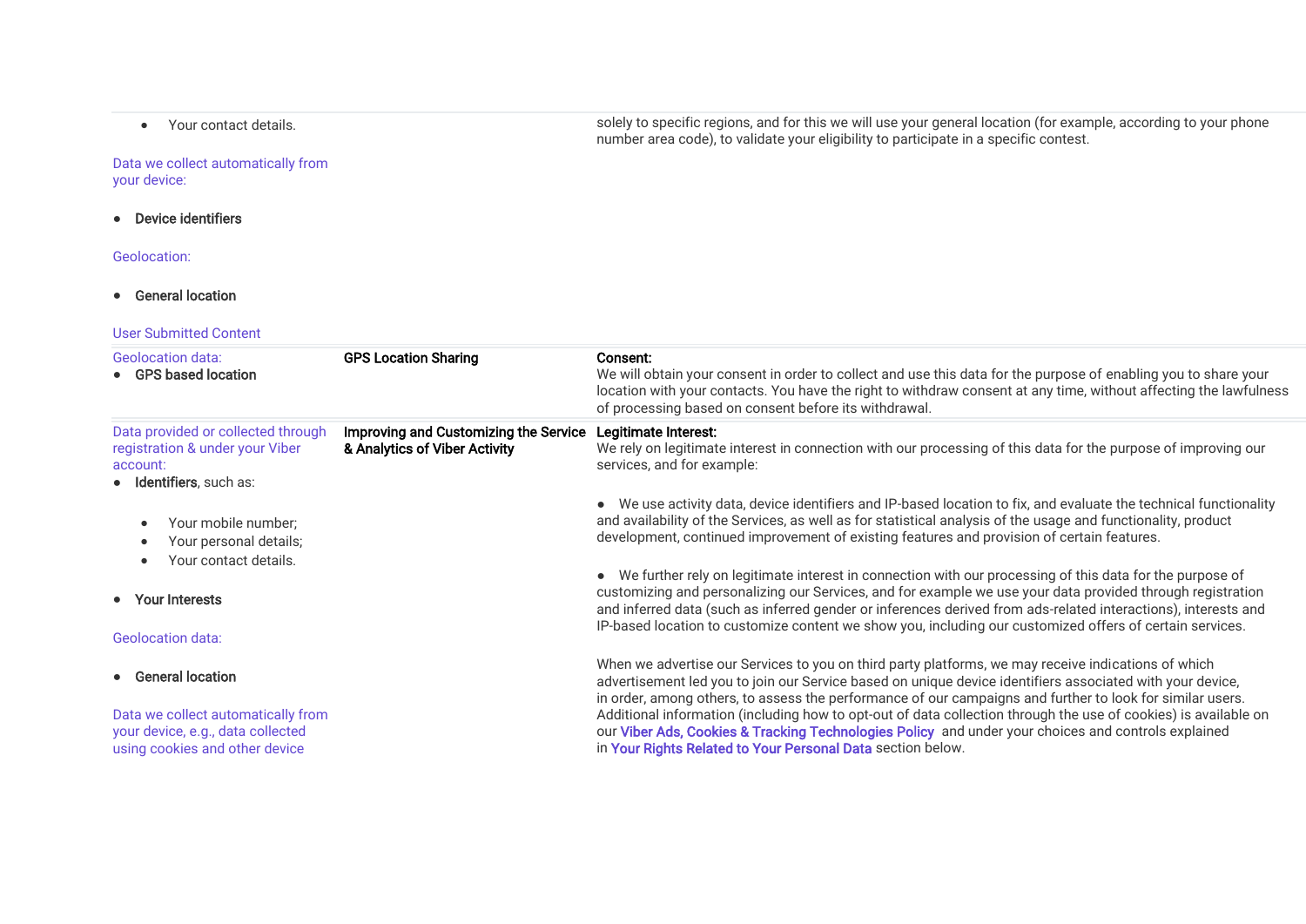| | | |
|---|---|---|
| • Your contact details.<br><br>Data we collect automatically from your device:<br><br>• **Device identifiers**<br><br>Geolocation:<br><br>• **General location**<br><br>User Submitted Content | | solely to specific regions, and for this we will use your general location (for example, according to your phone number area code), to validate your eligibility to participate in a specific contest. |
| Geolocation data:<br>• **GPS based location** | **GPS Location Sharing** | **Consent:**<br>We will obtain your consent in order to collect and use this data for the purpose of enabling you to share your location with your contacts. You have the right to withdraw consent at any time, without affecting the lawfulness of processing based on consent before its withdrawal. |
| Data provided or collected through registration & under your Viber account:<br>• **Identifiers**, such as:<br><br>• Your mobile number;<br>• Your personal details;<br>• Your contact details.<br><br>• **Your Interests**<br><br>Geolocation data:<br><br>• **General location**<br><br>Data we collect automatically from your device, e.g., data collected using cookies and other device | **Improving and Customizing the Service & Analytics of Viber Activity** | **Legitimate Interest:**<br>We rely on legitimate interest in connection with our processing of this data for the purpose of improving our services, and for example:<br><br>• We use activity data, device identifiers and IP-based location to fix, and evaluate the technical functionality and availability of the Services, as well as for statistical analysis of the usage and functionality, product development, continued improvement of existing features and provision of certain features.<br><br>• We further rely on legitimate interest in connection with our processing of this data for the purpose of customizing and personalizing our Services, and for example we use your data provided through registration and inferred data (such as inferred gender or inferences derived from ads-related interactions), interests and IP-based location to customize content we show you, including our customized offers of certain services.<br><br>When we advertise our Services to you on third party platforms, we may receive indications of which advertisement led you to join our Service based on unique device identifiers associated with your device, in order, among others, to assess the performance of our campaigns and further to look for similar users. Additional information (including how to opt-out of data collection through the use of cookies) is available on our **Viber Ads, Cookies & Tracking Technologies Policy** and under your choices and controls explained in **Your Rights Related to Your Personal Data** section below. |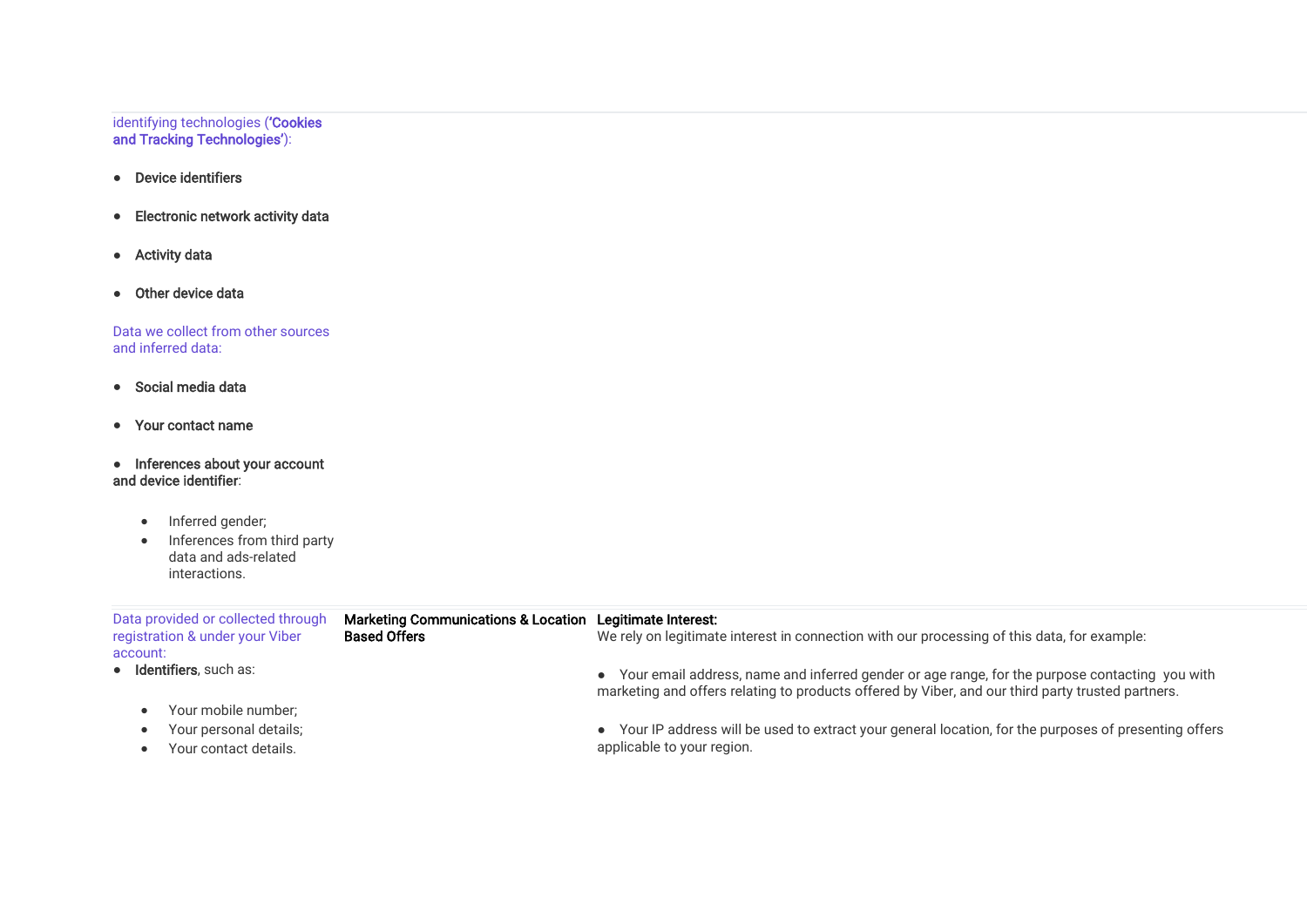| | | |
|---|---|---|
| identifying technologies (**'Cookies and Tracking Technologies'**):<br><br>● **Device identifiers**<br>● **Electronic network activity data**<br>● **Activity data**<br>● **Other device data**<br><br>Data we collect from other sources and inferred data:<br><br>● **Social media data**<br>● **Your contact name**<br>● **Inferences about your account and device identifier**:<br>  ● Inferred gender;<br>  ● Inferences from third party data and ads-related interactions. | | |
| Data provided or collected through registration & under your Viber account:<br>● **Identifiers**, such as:<br>  ● Your mobile number;<br>  ● Your personal details;<br>  ● Your contact details. | **Marketing Communications & Location Based Offers** | **Legitimate Interest:**<br>We rely on legitimate interest in connection with our processing of this data, for example:<br><br>● Your email address, name and inferred gender or age range, for the purpose contacting you with marketing and offers relating to products offered by Viber, and our third party trusted partners.<br><br>● Your IP address will be used to extract your general location, for the purposes of presenting offers applicable to your region. |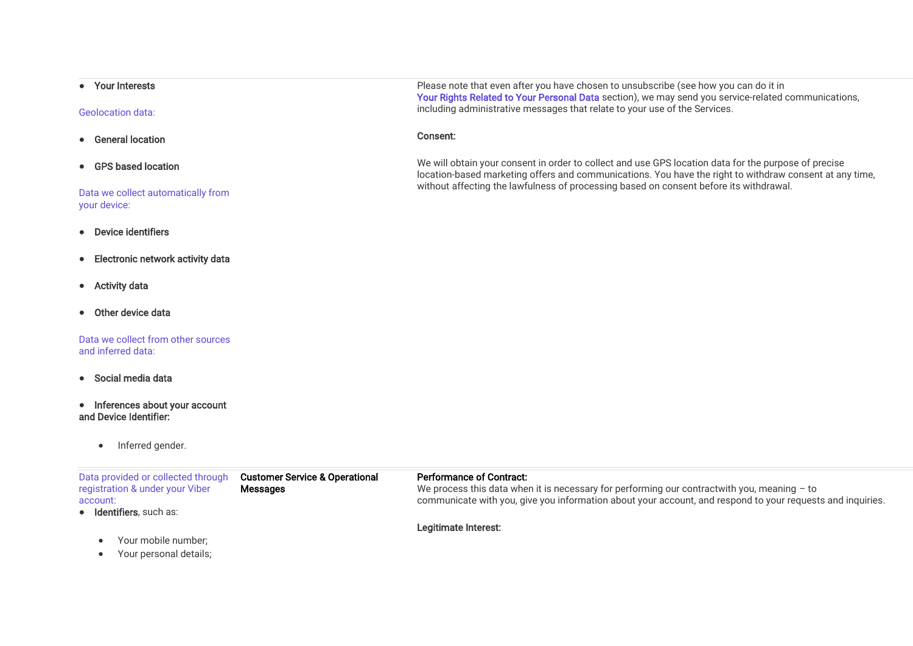| | | |
|---|---|---|
| • **Your Interests**<br><br>Geolocation data:<br><br>• **General location**<br><br>• **GPS based location**<br><br>Data we collect automatically from your device:<br><br>• **Device identifiers**<br><br>• **Electronic network activity data**<br><br>• **Activity data**<br><br>• **Other device data**<br><br>Data we collect from other sources and inferred data:<br><br>• **Social media data**<br><br>• **Inferences about your account and Device Identifier:**<br><br>  • Inferred gender. | | Please note that even after you have chosen to unsubscribe (see how you can do it in **Your Rights Related to Your Personal Data** section), we may send you service-related communications, including administrative messages that relate to your use of the Services.<br><br>**Consent:**<br><br>We will obtain your consent in order to collect and use GPS location data for the purpose of precise location-based marketing offers and communications. You have the right to withdraw consent at any time, without affecting the lawfulness of processing based on consent before its withdrawal. |
| Data provided or collected through registration & under your Viber account:<br>• **Identifiers**, such as:<br><br>  • Your mobile number;<br>  • Your personal details; | **Customer Service & Operational Messages** | **Performance of Contract:**<br>We process this data when it is necessary for performing our contractwith you, meaning – to communicate with you, give you information about your account, and respond to your requests and inquiries.<br><br>**Legitimate Interest:** |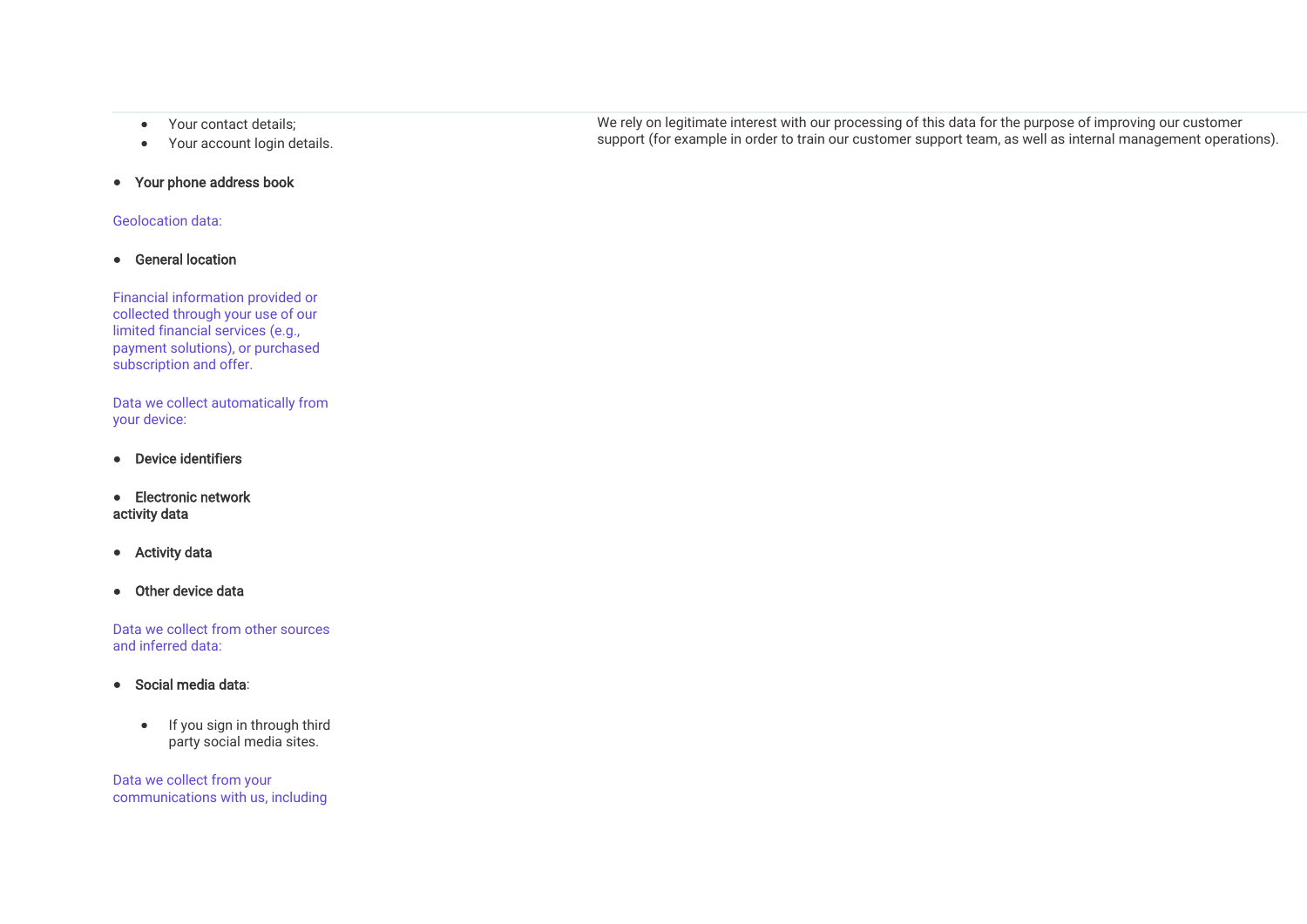| | |
|---|---|
| - Your contact details;<br>- Your account login details.<br><br>- **Your phone address book**<br><br>Geolocation data:<br><br>- **General location**<br><br>Financial information provided or collected through your use of our limited financial services (e.g., payment solutions), or purchased subscription and offer.<br><br>Data we collect automatically from your device:<br><br>- **Device identifiers**<br><br>- **Electronic network activity data**<br><br>- **Activity data**<br><br>- **Other device data**<br><br>Data we collect from other sources and inferred data:<br><br>- **Social media data**:<br>  - If you sign in through third party social media sites.<br><br>Data we collect from your communications with us, including | We rely on legitimate interest with our processing of this data for the purpose of improving our customer support (for example in order to train our customer support team, as well as internal management operations). |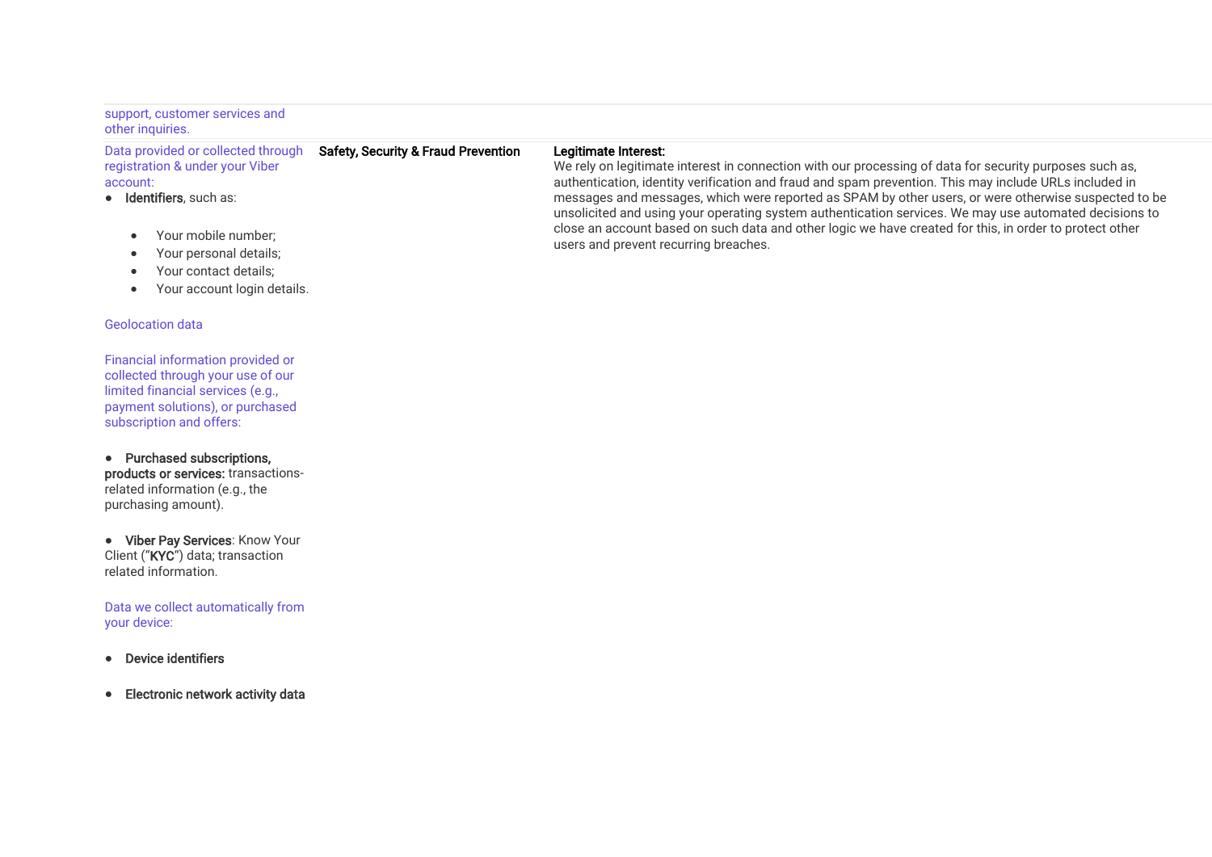| | | |
|---|---|---|
| support, customer services and other inquiries. | | |
| Data provided or collected through registration & under your Viber account:<br>• **Identifiers**, such as:<br>  • Your mobile number;<br>  • Your personal details;<br>  • Your contact details;<br>  • Your account login details.<br><br>Geolocation data<br><br>Financial information provided or collected through your use of our limited financial services (e.g., payment solutions), or purchased subscription and offers:<br><br>• **Purchased subscriptions, products or services:** transactions-related information (e.g., the purchasing amount).<br><br>• **Viber Pay Services**: Know Your Client ("**KYC**") data; transaction related information.<br><br>Data we collect automatically from your device:<br><br>• **Device identifiers**<br><br>• **Electronic network activity data** | **Safety, Security & Fraud Prevention** | **Legitimate Interest:**<br>We rely on legitimate interest in connection with our processing of data for security purposes such as, authentication, identity verification and fraud and spam prevention. This may include URLs included in messages and messages, which were reported as SPAM by other users, or were otherwise suspected to be unsolicited and using your operating system authentication services. We may use automated decisions to close an account based on such data and other logic we have created for this, in order to protect other users and prevent recurring breaches. |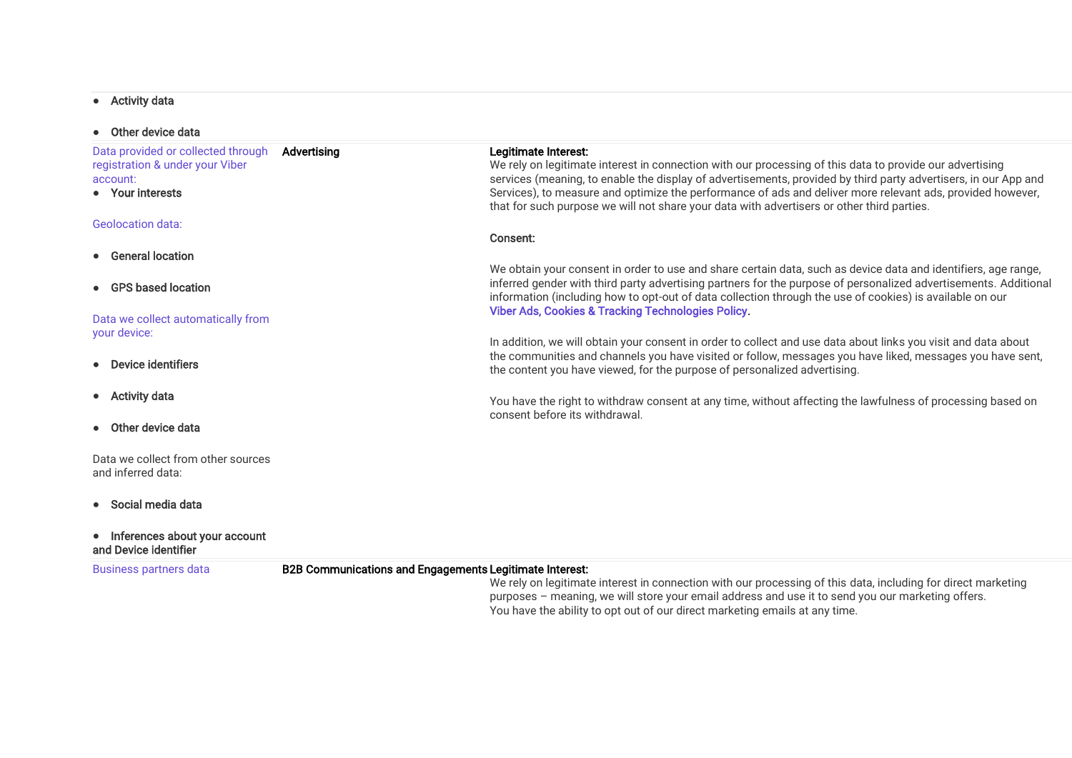| | | |
|---|---|---|
| • **Activity data**<br><br>• **Other device data** | | |
| Data provided or collected through registration & under your Viber account:<br>• **Your interests**<br><br>Geolocation data:<br>• **General location**<br>• **GPS based location**<br><br>Data we collect automatically from your device:<br>• **Device identifiers**<br>• **Activity data**<br>• **Other device data**<br><br>Data we collect from other sources and inferred data:<br>• **Social media data**<br>• **Inferences about your account and Device identifier** | **Advertising** | **Legitimate Interest:**<br>We rely on legitimate interest in connection with our processing of this data to provide our advertising services (meaning, to enable the display of advertisements, provided by third party advertisers, in our App and Services), to measure and optimize the performance of ads and deliver more relevant ads, provided however, that for such purpose we will not share your data with advertisers or other third parties.<br><br>**Consent:**<br><br>We obtain your consent in order to use and share certain data, such as device data and identifiers, age range, inferred gender with third party advertising partners for the purpose of personalized advertisements. Additional information (including how to opt-out of data collection through the use of cookies) is available on our **Viber Ads, Cookies & Tracking Technologies Policy.**<br><br>In addition, we will obtain your consent in order to collect and use data about links you visit and data about the communities and channels you have visited or follow, messages you have liked, messages you have sent, the content you have viewed, for the purpose of personalized advertising.<br><br>You have the right to withdraw consent at any time, without affecting the lawfulness of processing based on consent before its withdrawal. |
| Business partners data | **B2B Communications and Engagements** | **Legitimate Interest:**<br>We rely on legitimate interest in connection with our processing of this data, including for direct marketing purposes – meaning, we will store your email address and use it to send you our marketing offers.<br>You have the ability to opt out of our direct marketing emails at any time. |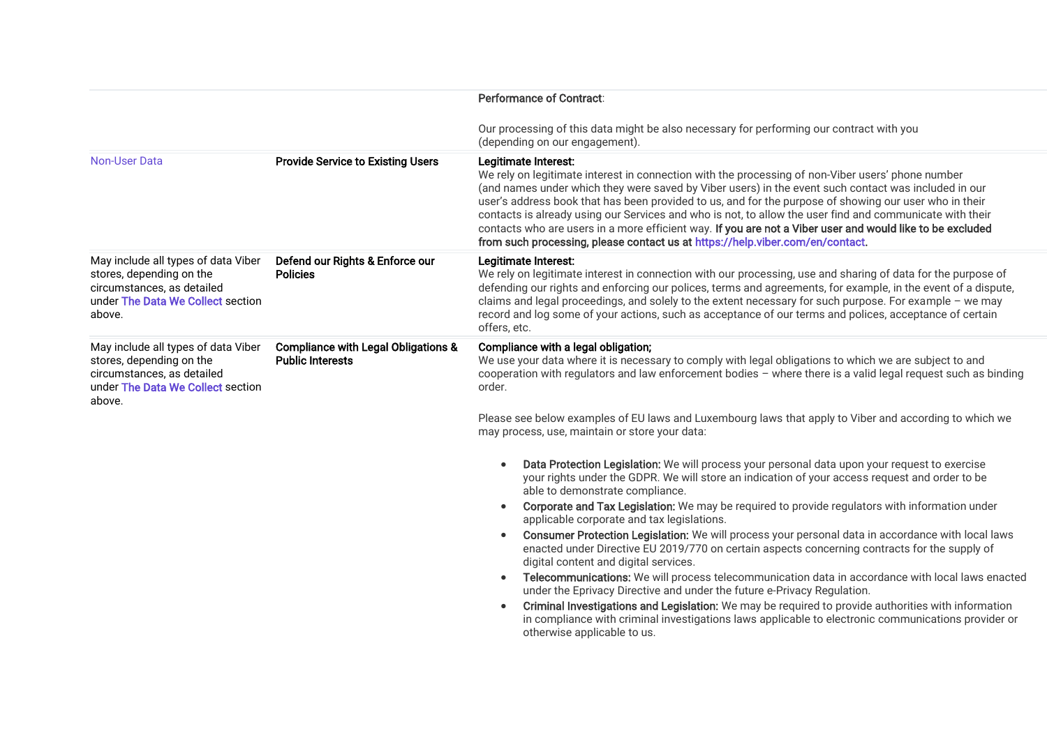| | | |
|---|---|---|
| | | **Performance of Contract**:<br><br>Our processing of this data might be also necessary for performing our contract with you (depending on our engagement). |
| Non-User Data | **Provide Service to Existing Users** | **Legitimate Interest:**<br>We rely on legitimate interest in connection with the processing of non-Viber users' phone number (and names under which they were saved by Viber users) in the event such contact was included in our user's address book that has been provided to us, and for the purpose of showing our user who in their contacts is already using our Services and who is not, to allow the user find and communicate with their contacts who are users in a more efficient way. **If you are not a Viber user and would like to be excluded from such processing, please contact us at https://help.viber.com/en/contact.** |
| May include all types of data Viber stores, depending on the circumstances, as detailed under The Data We Collect section above. | **Defend our Rights & Enforce our Policies** | **Legitimate Interest:**<br>We rely on legitimate interest in connection with our processing, use and sharing of data for the purpose of defending our rights and enforcing our polices, terms and agreements, for example, in the event of a dispute, claims and legal proceedings, and solely to the extent necessary for such purpose. For example – we may record and log some of your actions, such as acceptance of our terms and polices, acceptance of certain offers, etc. |
| May include all types of data Viber stores, depending on the circumstances, as detailed under The Data We Collect section above. | **Compliance with Legal Obligations & Public Interests** | **Compliance with a legal obligation;**<br>We use your data where it is necessary to comply with legal obligations to which we are subject to and cooperation with regulators and law enforcement bodies – where there is a valid legal request such as binding order.<br><br>Please see below examples of EU laws and Luxembourg laws that apply to Viber and according to which we may process, use, maintain or store your data:<br><br>• **Data Protection Legislation:** We will process your personal data upon your request to exercise your rights under the GDPR. We will store an indication of your access request and order to be able to demonstrate compliance.<br>• **Corporate and Tax Legislation:** We may be required to provide regulators with information under applicable corporate and tax legislations.<br>• **Consumer Protection Legislation:** We will process your personal data in accordance with local laws enacted under Directive EU 2019/770 on certain aspects concerning contracts for the supply of digital content and digital services.<br>• **Telecommunications:** We will process telecommunication data in accordance with local laws enacted under the Eprivacy Directive and under the future e-Privacy Regulation.<br>• **Criminal Investigations and Legislation:** We may be required to provide authorities with information in compliance with criminal investigations laws applicable to electronic communications provider or otherwise applicable to us. |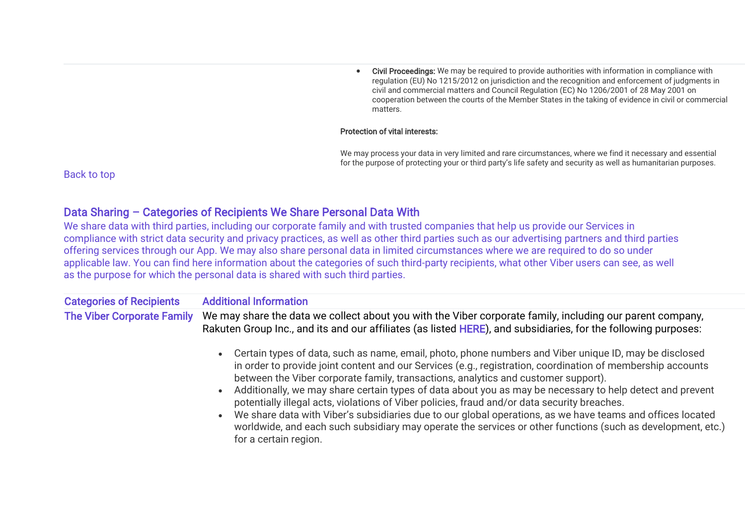- **Civil Proceedings:** We may be required to provide authorities with information in compliance with regulation (EU) No 1215/2012 on jurisdiction and the recognition and enforcement of judgments in civil and commercial matters and Council Regulation (EC) No 1206/2001 of 28 May 2001 on cooperation between the courts of the Member States in the taking of evidence in civil or commercial matters.

**Protection of vital interests:**

We may process your data in very limited and rare circumstances, where we find it necessary and essential for the purpose of protecting your or third party's life safety and security as well as humanitarian purposes.

Back to top

## Data Sharing – Categories of Recipients We Share Personal Data With

We share data with third parties, including our corporate family and with trusted companies that help us provide our Services in compliance with strict data security and privacy practices, as well as other third parties such as our advertising partners and third parties offering services through our App. We may also share personal data in limited circumstances where we are required to do so under applicable law. You can find here information about the categories of such third-party recipients, what other Viber users can see, as well as the purpose for which the personal data is shared with such third parties.

| Categories of Recipients | Additional Information |
|---|---|
| The Viber Corporate Family | We may share the data we collect about you with the Viber corporate family, including our parent company, Rakuten Group Inc., and its and our affiliates (as listed HERE), and subsidiaries, for the following purposes:<br><br>• Certain types of data, such as name, email, photo, phone numbers and Viber unique ID, may be disclosed in order to provide joint content and our Services (e.g., registration, coordination of membership accounts between the Viber corporate family, transactions, analytics and customer support).<br>• Additionally, we may share certain types of data about you as may be necessary to help detect and prevent potentially illegal acts, violations of Viber policies, fraud and/or data security breaches.<br>• We share data with Viber's subsidiaries due to our global operations, as we have teams and offices located worldwide, and each such subsidiary may operate the services or other functions (such as development, etc.) for a certain region. |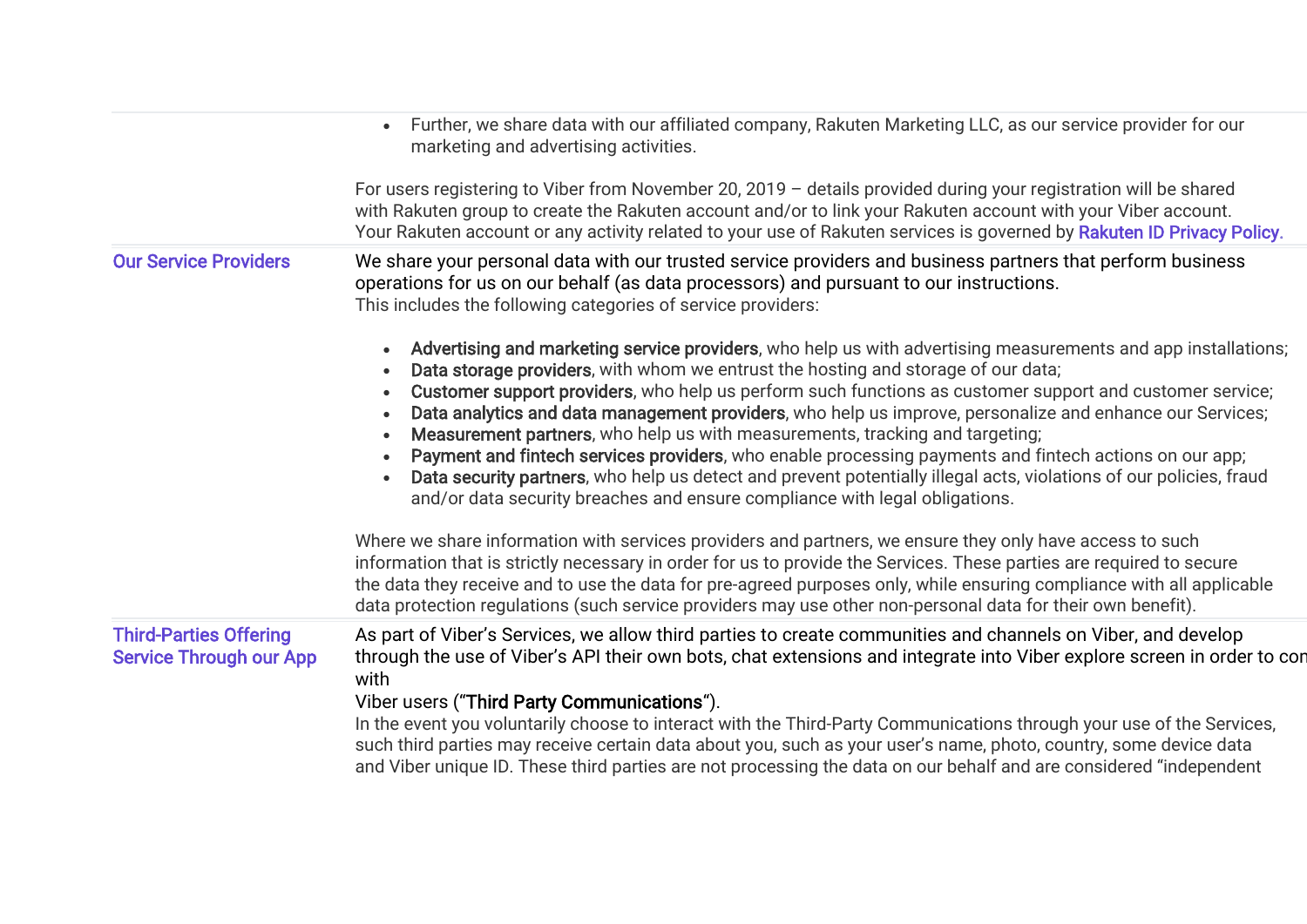| | |
|---|---|
| | • Further, we share data with our affiliated company, Rakuten Marketing LLC, as our service provider for our marketing and advertising activities.<br><br>For users registering to Viber from November 20, 2019 – details provided during your registration will be shared with Rakuten group to create the Rakuten account and/or to link your Rakuten account with your Viber account. Your Rakuten account or any activity related to your use of Rakuten services is governed by Rakuten ID Privacy Policy. |
| Our Service Providers | We share your personal data with our trusted service providers and business partners that perform business operations for us on our behalf (as data processors) and pursuant to our instructions.<br>This includes the following categories of service providers:<br><br>• **Advertising and marketing service providers**, who help us with advertising measurements and app installations;<br>• **Data storage providers**, with whom we entrust the hosting and storage of our data;<br>• **Customer support providers**, who help us perform such functions as customer support and customer service;<br>• **Data analytics and data management providers**, who help us improve, personalize and enhance our Services;<br>• **Measurement partners**, who help us with measurements, tracking and targeting;<br>• **Payment and fintech services providers**, who enable processing payments and fintech actions on our app;<br>• **Data security partners**, who help us detect and prevent potentially illegal acts, violations of our policies, fraud and/or data security breaches and ensure compliance with legal obligations.<br><br>Where we share information with services providers and partners, we ensure they only have access to such information that is strictly necessary in order for us to provide the Services. These parties are required to secure the data they receive and to use the data for pre-agreed purposes only, while ensuring compliance with all applicable data protection regulations (such service providers may use other non-personal data for their own benefit). |
| Third-Parties Offering Service Through our App | As part of Viber's Services, we allow third parties to create communities and channels on Viber, and develop through the use of Viber's API their own bots, chat extensions and integrate into Viber explore screen in order to con with<br>Viber users ("**Third Party Communications**").<br>In the event you voluntarily choose to interact with the Third-Party Communications through your use of the Services, such third parties may receive certain data about you, such as your user's name, photo, country, some device data and Viber unique ID. These third parties are not processing the data on our behalf and are considered "independent |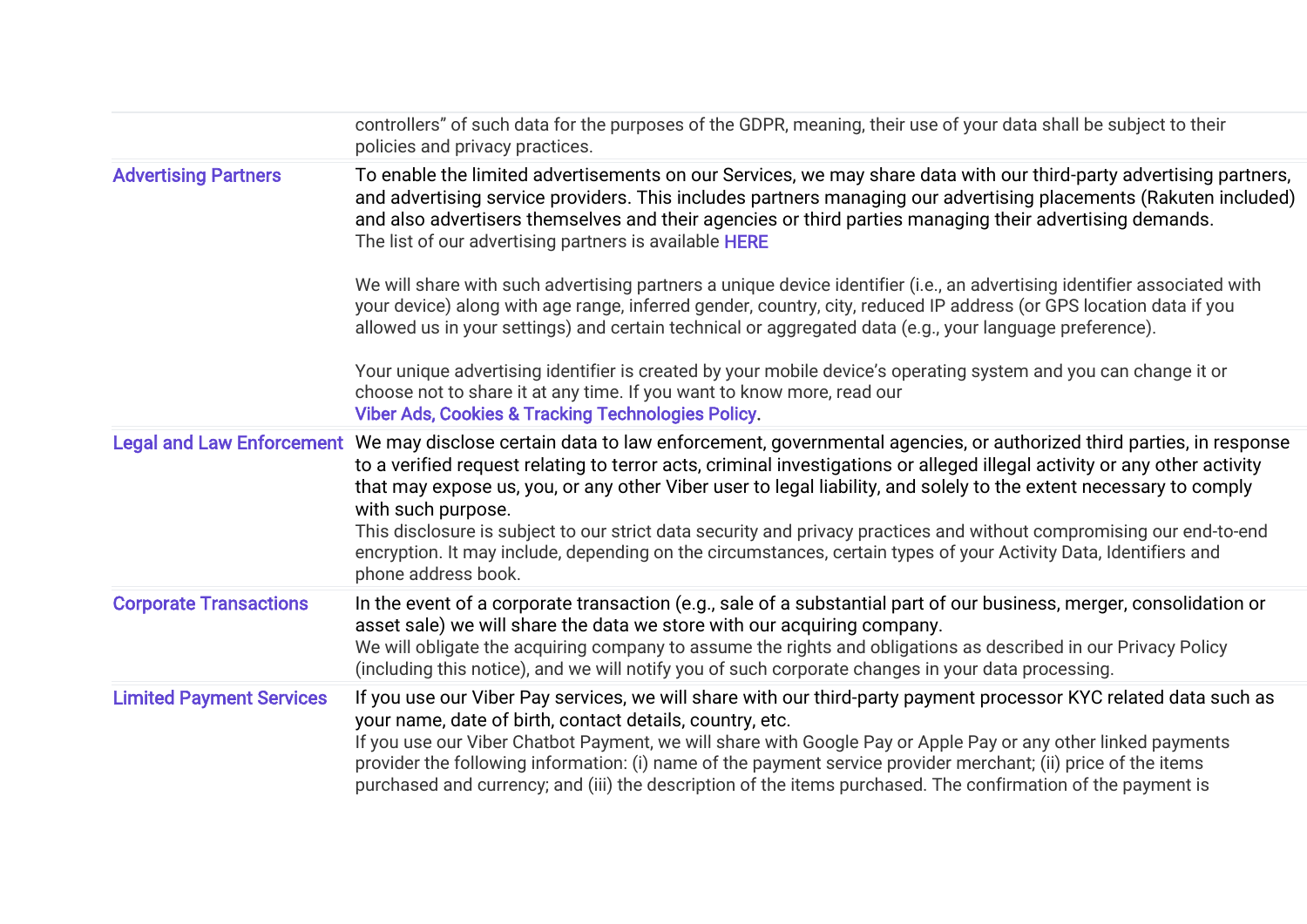| | |
|---|---|
| | controllers" of such data for the purposes of the GDPR, meaning, their use of your data shall be subject to their policies and privacy practices. |
| Advertising Partners | To enable the limited advertisements on our Services, we may share data with our third-party advertising partners, and advertising service providers. This includes partners managing our advertising placements (Rakuten included) and also advertisers themselves and their agencies or third parties managing their advertising demands.<br>The list of our advertising partners is available HERE<br><br>We will share with such advertising partners a unique device identifier (i.e., an advertising identifier associated with your device) along with age range, inferred gender, country, city, reduced IP address (or GPS location data if you allowed us in your settings) and certain technical or aggregated data (e.g., your language preference).<br><br>Your unique advertising identifier is created by your mobile device's operating system and you can change it or choose not to share it at any time. If you want to know more, read our Viber Ads, Cookies & Tracking Technologies Policy. |
| Legal and Law Enforcement | We may disclose certain data to law enforcement, governmental agencies, or authorized third parties, in response to a verified request relating to terror acts, criminal investigations or alleged illegal activity or any other activity that may expose us, you, or any other Viber user to legal liability, and solely to the extent necessary to comply with such purpose.<br>This disclosure is subject to our strict data security and privacy practices and without compromising our end-to-end encryption. It may include, depending on the circumstances, certain types of your Activity Data, Identifiers and phone address book. |
| Corporate Transactions | In the event of a corporate transaction (e.g., sale of a substantial part of our business, merger, consolidation or asset sale) we will share the data we store with our acquiring company.<br>We will obligate the acquiring company to assume the rights and obligations as described in our Privacy Policy (including this notice), and we will notify you of such corporate changes in your data processing. |
| Limited Payment Services | If you use our Viber Pay services, we will share with our third-party payment processor KYC related data such as your name, date of birth, contact details, country, etc.<br>If you use our Viber Chatbot Payment, we will share with Google Pay or Apple Pay or any other linked payments provider the following information: (i) name of the payment service provider merchant; (ii) price of the items purchased and currency; and (iii) the description of the items purchased. The confirmation of the payment is |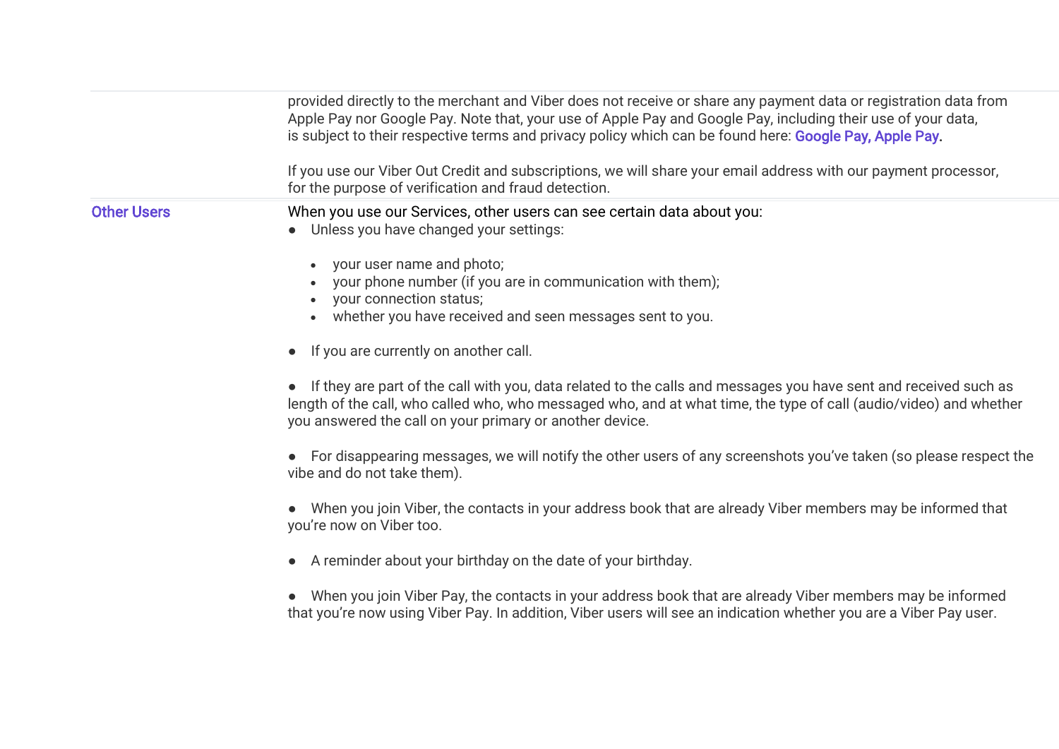| | |
|---|---|
| | provided directly to the merchant and Viber does not receive or share any payment data or registration data from Apple Pay nor Google Pay. Note that, your use of Apple Pay and Google Pay, including their use of your data, is subject to their respective terms and privacy policy which can be found here: Google Pay, Apple Pay.<br><br>If you use our Viber Out Credit and subscriptions, we will share your email address with our payment processor, for the purpose of verification and fraud detection. |
| Other Users | When you use our Services, other users can see certain data about you:<br>● Unless you have changed your settings:<br>• your user name and photo;<br>• your phone number (if you are in communication with them);<br>• your connection status;<br>• whether you have received and seen messages sent to you.<br><br>● If you are currently on another call.<br><br>● If they are part of the call with you, data related to the calls and messages you have sent and received such as length of the call, who called who, who messaged who, and at what time, the type of call (audio/video) and whether you answered the call on your primary or another device.<br><br>● For disappearing messages, we will notify the other users of any screenshots you've taken (so please respect the vibe and do not take them).<br><br>● When you join Viber, the contacts in your address book that are already Viber members may be informed that you're now on Viber too.<br><br>● A reminder about your birthday on the date of your birthday.<br><br>● When you join Viber Pay, the contacts in your address book that are already Viber members may be informed that you're now using Viber Pay. In addition, Viber users will see an indication whether you are a Viber Pay user. |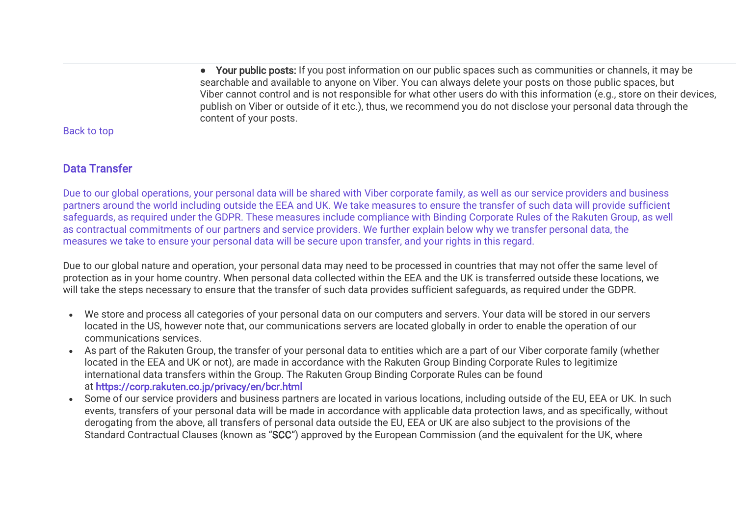- **Your public posts:** If you post information on our public spaces such as communities or channels, it may be searchable and available to anyone on Viber. You can always delete your posts on those public spaces, but Viber cannot control and is not responsible for what other users do with this information (e.g., store on their devices, publish on Viber or outside of it etc.), thus, we recommend you do not disclose your personal data through the content of your posts.

Back to top

## Data Transfer

Due to our global operations, your personal data will be shared with Viber corporate family, as well as our service providers and business partners around the world including outside the EEA and UK. We take measures to ensure the transfer of such data will provide sufficient safeguards, as required under the GDPR. These measures include compliance with Binding Corporate Rules of the Rakuten Group, as well as contractual commitments of our partners and service providers. We further explain below why we transfer personal data, the measures we take to ensure your personal data will be secure upon transfer, and your rights in this regard.

Due to our global nature and operation, your personal data may need to be processed in countries that may not offer the same level of protection as in your home country. When personal data collected within the EEA and the UK is transferred outside these locations, we will take the steps necessary to ensure that the transfer of such data provides sufficient safeguards, as required under the GDPR.

- We store and process all categories of your personal data on our computers and servers. Your data will be stored in our servers located in the US, however note that, our communications servers are located globally in order to enable the operation of our communications services.
- As part of the Rakuten Group, the transfer of your personal data to entities which are a part of our Viber corporate family (whether located in the EEA and UK or not), are made in accordance with the Rakuten Group Binding Corporate Rules to legitimize international data transfers within the Group. The Rakuten Group Binding Corporate Rules can be found at https://corp.rakuten.co.jp/privacy/en/bcr.html
- Some of our service providers and business partners are located in various locations, including outside of the EU, EEA or UK. In such events, transfers of your personal data will be made in accordance with applicable data protection laws, and as specifically, without derogating from the above, all transfers of personal data outside the EU, EEA or UK are also subject to the provisions of the Standard Contractual Clauses (known as "SCC") approved by the European Commission (and the equivalent for the UK, where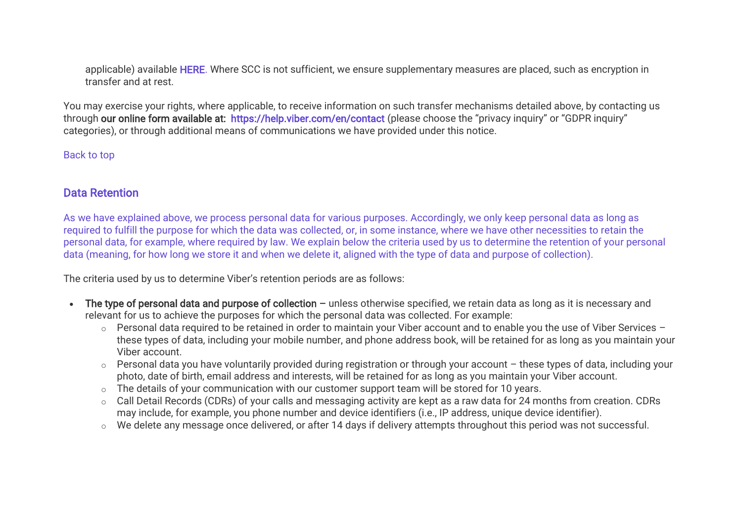applicable) available HERE. Where SCC is not sufficient, we ensure supplementary measures are placed, such as encryption in transfer and at rest.

You may exercise your rights, where applicable, to receive information on such transfer mechanisms detailed above, by contacting us through **our online form available at:** https://help.viber.com/en/contact (please choose the "privacy inquiry" or "GDPR inquiry" categories), or through additional means of communications we have provided under this notice.

Back to top

## Data Retention

As we have explained above, we process personal data for various purposes. Accordingly, we only keep personal data as long as required to fulfill the purpose for which the data was collected, or, in some instance, where we have other necessities to retain the personal data, for example, where required by law. We explain below the criteria used by us to determine the retention of your personal data (meaning, for how long we store it and when we delete it, aligned with the type of data and purpose of collection).

The criteria used by us to determine Viber's retention periods are as follows:

- **The type of personal data and purpose of collection** – unless otherwise specified, we retain data as long as it is necessary and relevant for us to achieve the purposes for which the personal data was collected. For example:
  - Personal data required to be retained in order to maintain your Viber account and to enable you the use of Viber Services – these types of data, including your mobile number, and phone address book, will be retained for as long as you maintain your Viber account.
  - Personal data you have voluntarily provided during registration or through your account – these types of data, including your photo, date of birth, email address and interests, will be retained for as long as you maintain your Viber account.
  - The details of your communication with our customer support team will be stored for 10 years.
  - Call Detail Records (CDRs) of your calls and messaging activity are kept as a raw data for 24 months from creation. CDRs may include, for example, you phone number and device identifiers (i.e., IP address, unique device identifier).
  - We delete any message once delivered, or after 14 days if delivery attempts throughout this period was not successful.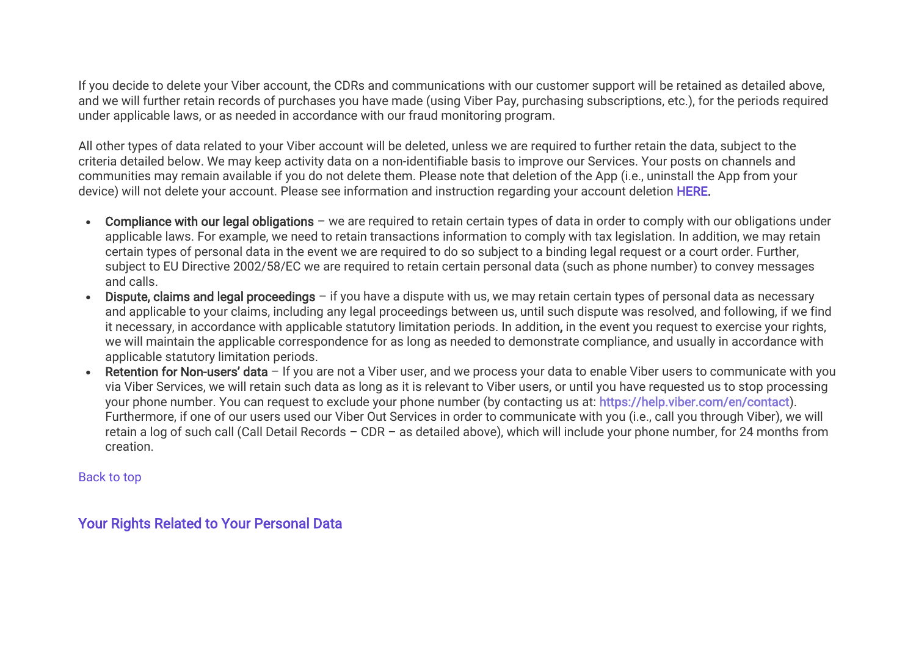If you decide to delete your Viber account, the CDRs and communications with our customer support will be retained as detailed above, and we will further retain records of purchases you have made (using Viber Pay, purchasing subscriptions, etc.), for the periods required under applicable laws, or as needed in accordance with our fraud monitoring program.

All other types of data related to your Viber account will be deleted, unless we are required to further retain the data, subject to the criteria detailed below. We may keep activity data on a non-identifiable basis to improve our Services. Your posts on channels and communities may remain available if you do not delete them. Please note that deletion of the App (i.e., uninstall the App from your device) will not delete your account. Please see information and instruction regarding your account deletion HERE.

- **Compliance with our legal obligations** – we are required to retain certain types of data in order to comply with our obligations under applicable laws. For example, we need to retain transactions information to comply with tax legislation. In addition, we may retain certain types of personal data in the event we are required to do so subject to a binding legal request or a court order. Further, subject to EU Directive 2002/58/EC we are required to retain certain personal data (such as phone number) to convey messages and calls.
- **Dispute, claims and legal proceedings** – if you have a dispute with us, we may retain certain types of personal data as necessary and applicable to your claims, including any legal proceedings between us, until such dispute was resolved, and following, if we find it necessary, in accordance with applicable statutory limitation periods. In addition, in the event you request to exercise your rights, we will maintain the applicable correspondence for as long as needed to demonstrate compliance, and usually in accordance with applicable statutory limitation periods.
- **Retention for Non-users' data** – If you are not a Viber user, and we process your data to enable Viber users to communicate with you via Viber Services, we will retain such data as long as it is relevant to Viber users, or until you have requested us to stop processing your phone number. You can request to exclude your phone number (by contacting us at: https://help.viber.com/en/contact). Furthermore, if one of our users used our Viber Out Services in order to communicate with you (i.e., call you through Viber), we will retain a log of such call (Call Detail Records – CDR – as detailed above), which will include your phone number, for 24 months from creation.

Back to top

## Your Rights Related to Your Personal Data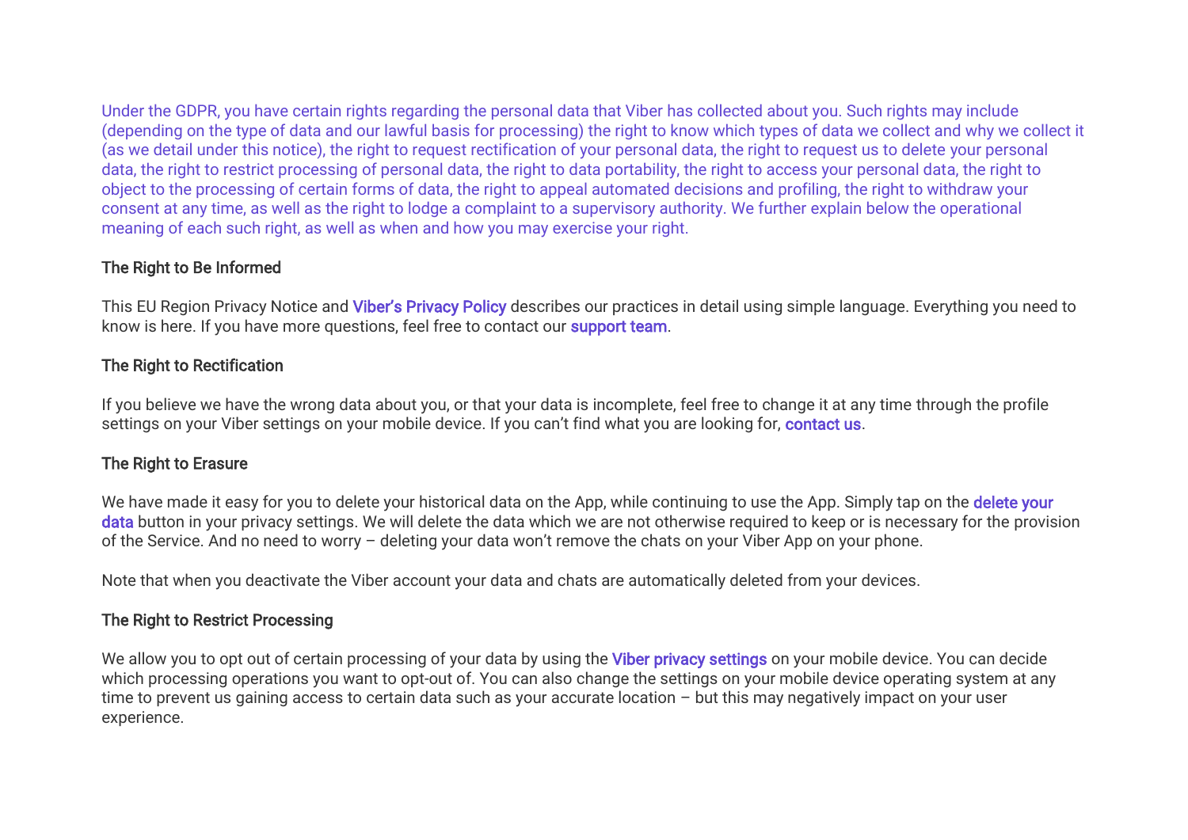Under the GDPR, you have certain rights regarding the personal data that Viber has collected about you. Such rights may include (depending on the type of data and our lawful basis for processing) the right to know which types of data we collect and why we collect it (as we detail under this notice), the right to request rectification of your personal data, the right to request us to delete your personal data, the right to restrict processing of personal data, the right to data portability, the right to access your personal data, the right to object to the processing of certain forms of data, the right to appeal automated decisions and profiling, the right to withdraw your consent at any time, as well as the right to lodge a complaint to a supervisory authority. We further explain below the operational meaning of each such right, as well as when and how you may exercise your right.

### The Right to Be Informed

This EU Region Privacy Notice and Viber's Privacy Policy describes our practices in detail using simple language. Everything you need to know is here. If you have more questions, feel free to contact our support team.

### The Right to Rectification

If you believe we have the wrong data about you, or that your data is incomplete, feel free to change it at any time through the profile settings on your Viber settings on your mobile device. If you can't find what you are looking for, contact us.

### The Right to Erasure

We have made it easy for you to delete your historical data on the App, while continuing to use the App. Simply tap on the delete your data button in your privacy settings. We will delete the data which we are not otherwise required to keep or is necessary for the provision of the Service. And no need to worry – deleting your data won't remove the chats on your Viber App on your phone.

Note that when you deactivate the Viber account your data and chats are automatically deleted from your devices.

### The Right to Restrict Processing

We allow you to opt out of certain processing of your data by using the Viber privacy settings on your mobile device. You can decide which processing operations you want to opt-out of. You can also change the settings on your mobile device operating system at any time to prevent us gaining access to certain data such as your accurate location – but this may negatively impact on your user experience.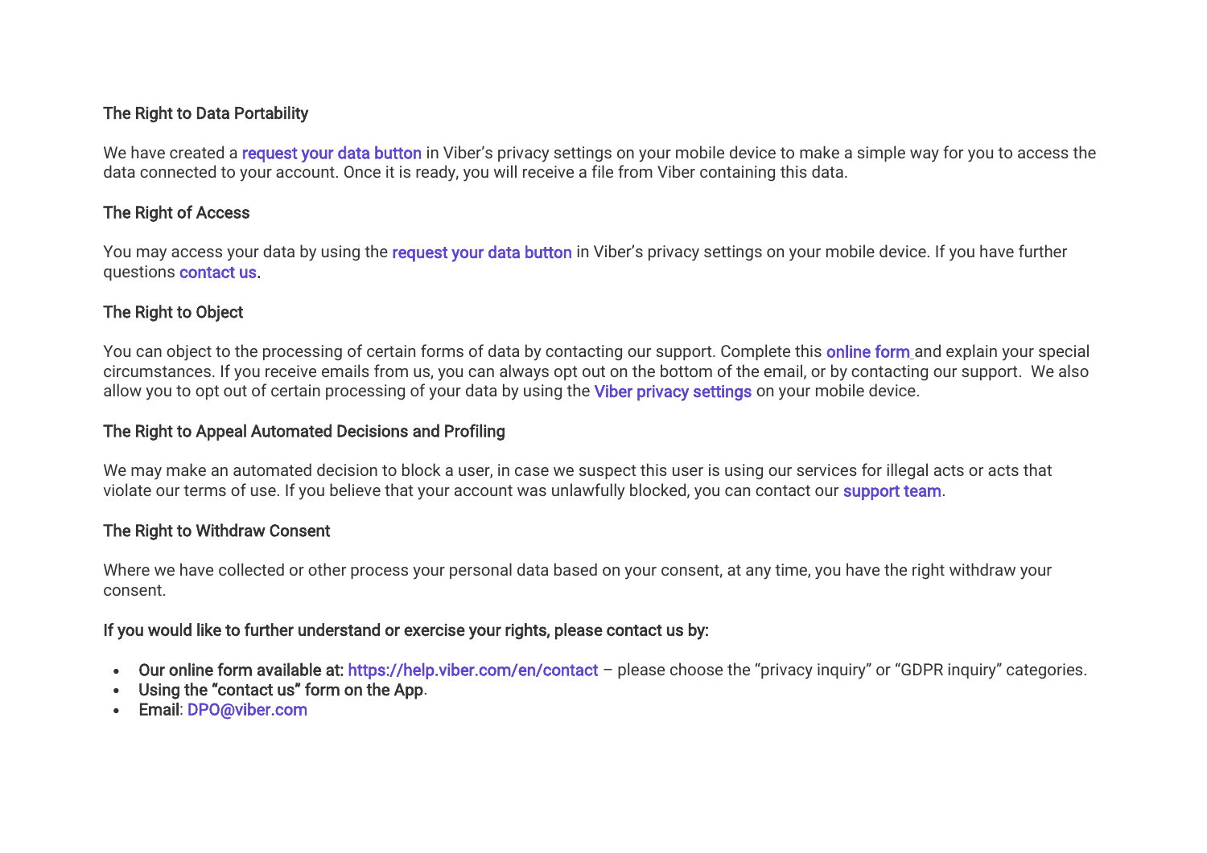### The Right to Data Portability

We have created a request your data button in Viber's privacy settings on your mobile device to make a simple way for you to access the data connected to your account. Once it is ready, you will receive a file from Viber containing this data.

### The Right of Access

You may access your data by using the request your data button in Viber's privacy settings on your mobile device. If you have further questions contact us.

### The Right to Object

You can object to the processing of certain forms of data by contacting our support. Complete this online form and explain your special circumstances. If you receive emails from us, you can always opt out on the bottom of the email, or by contacting our support. We also allow you to opt out of certain processing of your data by using the Viber privacy settings on your mobile device.

### The Right to Appeal Automated Decisions and Profiling

We may make an automated decision to block a user, in case we suspect this user is using our services for illegal acts or acts that violate our terms of use. If you believe that your account was unlawfully blocked, you can contact our support team.

### The Right to Withdraw Consent

Where we have collected or other process your personal data based on your consent, at any time, you have the right withdraw your consent.

**If you would like to further understand or exercise your rights, please contact us by:**

- **Our online form available at:** https://help.viber.com/en/contact – please choose the "privacy inquiry" or "GDPR inquiry" categories.
- **Using the "contact us" form on the App**.
- **Email**: DPO@viber.com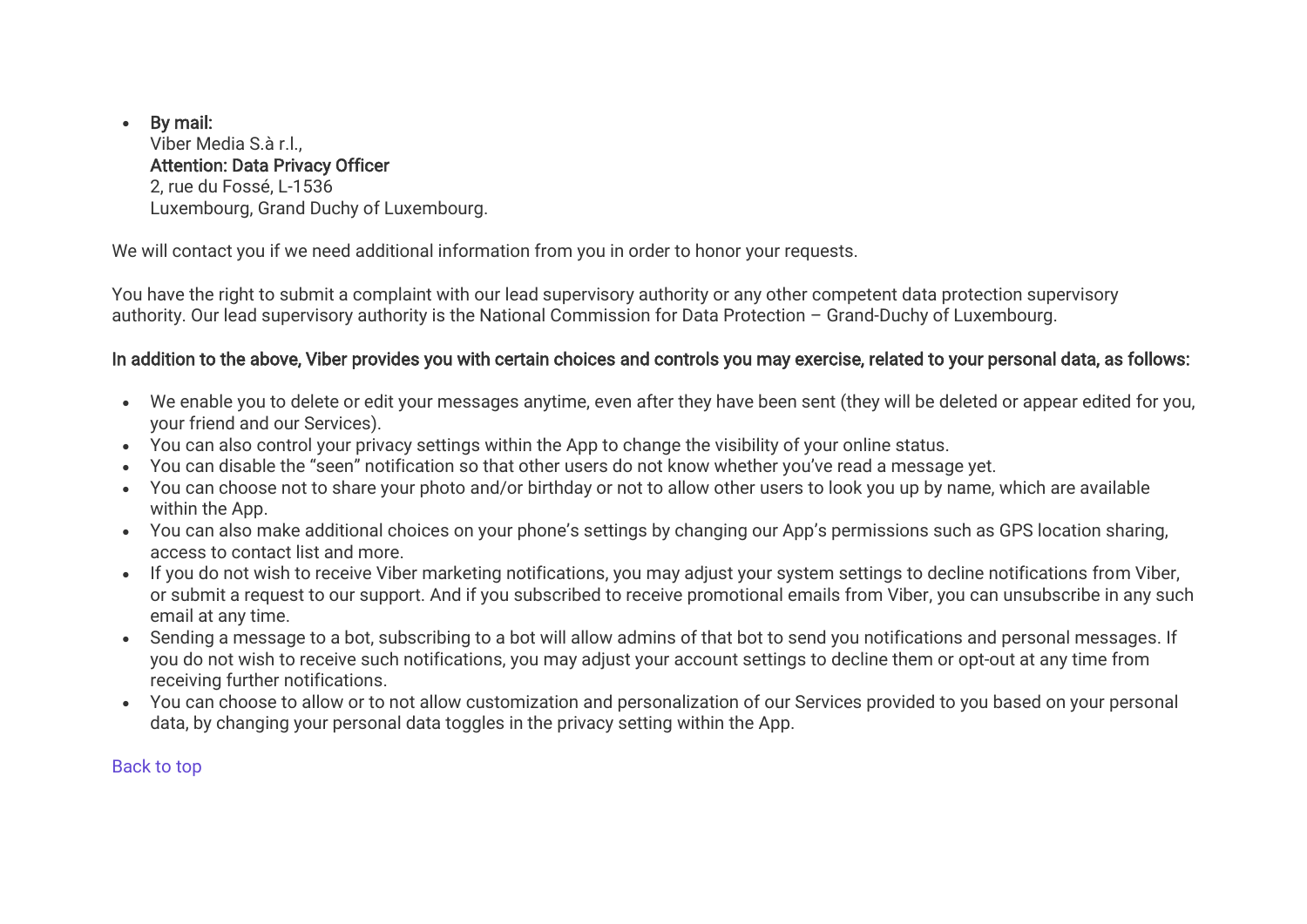- **By mail:**
  Viber Media S.à r.l.,
  **Attention: Data Privacy Officer**
  2, rue du Fossé, L-1536
  Luxembourg, Grand Duchy of Luxembourg.

We will contact you if we need additional information from you in order to honor your requests.

You have the right to submit a complaint with our lead supervisory authority or any other competent data protection supervisory authority. Our lead supervisory authority is the National Commission for Data Protection – Grand-Duchy of Luxembourg.

**In addition to the above, Viber provides you with certain choices and controls you may exercise, related to your personal data, as follows:**

- We enable you to delete or edit your messages anytime, even after they have been sent (they will be deleted or appear edited for you, your friend and our Services).
- You can also control your privacy settings within the App to change the visibility of your online status.
- You can disable the "seen" notification so that other users do not know whether you've read a message yet.
- You can choose not to share your photo and/or birthday or not to allow other users to look you up by name, which are available within the App.
- You can also make additional choices on your phone's settings by changing our App's permissions such as GPS location sharing, access to contact list and more.
- If you do not wish to receive Viber marketing notifications, you may adjust your system settings to decline notifications from Viber, or submit a request to our support. And if you subscribed to receive promotional emails from Viber, you can unsubscribe in any such email at any time.
- Sending a message to a bot, subscribing to a bot will allow admins of that bot to send you notifications and personal messages. If you do not wish to receive such notifications, you may adjust your account settings to decline them or opt-out at any time from receiving further notifications.
- You can choose to allow or to not allow customization and personalization of our Services provided to you based on your personal data, by changing your personal data toggles in the privacy setting within the App.

Back to top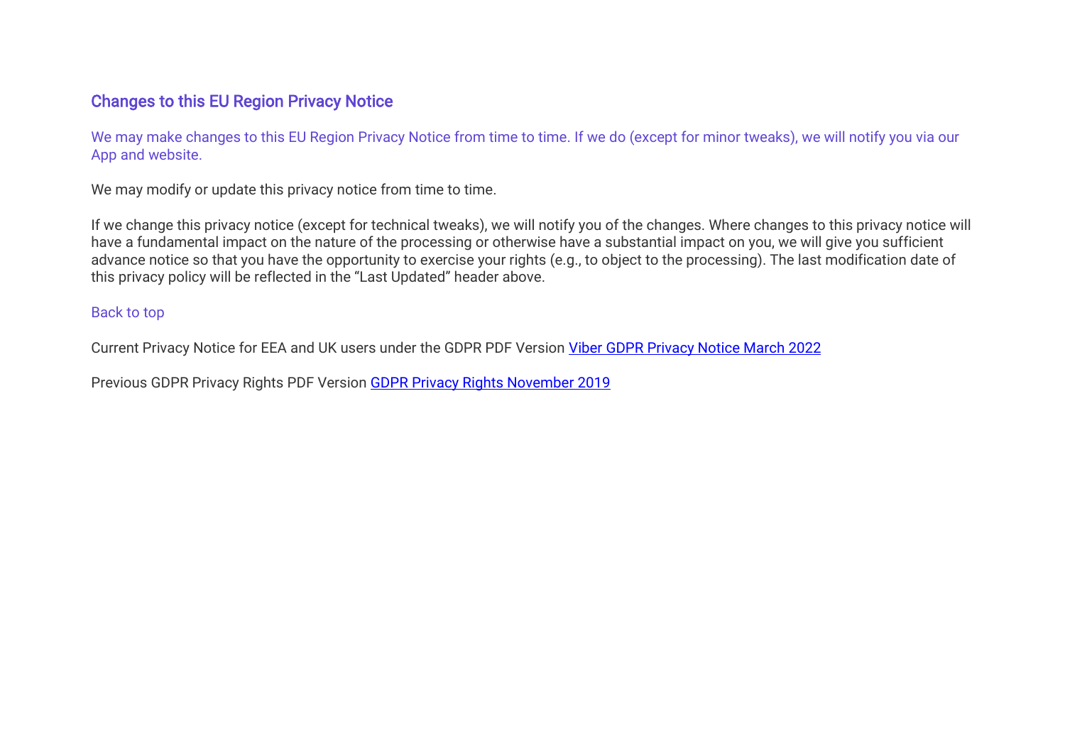## Changes to this EU Region Privacy Notice

We may make changes to this EU Region Privacy Notice from time to time. If we do (except for minor tweaks), we will notify you via our App and website.

We may modify or update this privacy notice from time to time.

If we change this privacy notice (except for technical tweaks), we will notify you of the changes. Where changes to this privacy notice will have a fundamental impact on the nature of the processing or otherwise have a substantial impact on you, we will give you sufficient advance notice so that you have the opportunity to exercise your rights (e.g., to object to the processing). The last modification date of this privacy policy will be reflected in the "Last Updated" header above.

Back to top

Current Privacy Notice for EEA and UK users under the GDPR PDF Version Viber GDPR Privacy Notice March 2022

Previous GDPR Privacy Rights PDF Version GDPR Privacy Rights November 2019